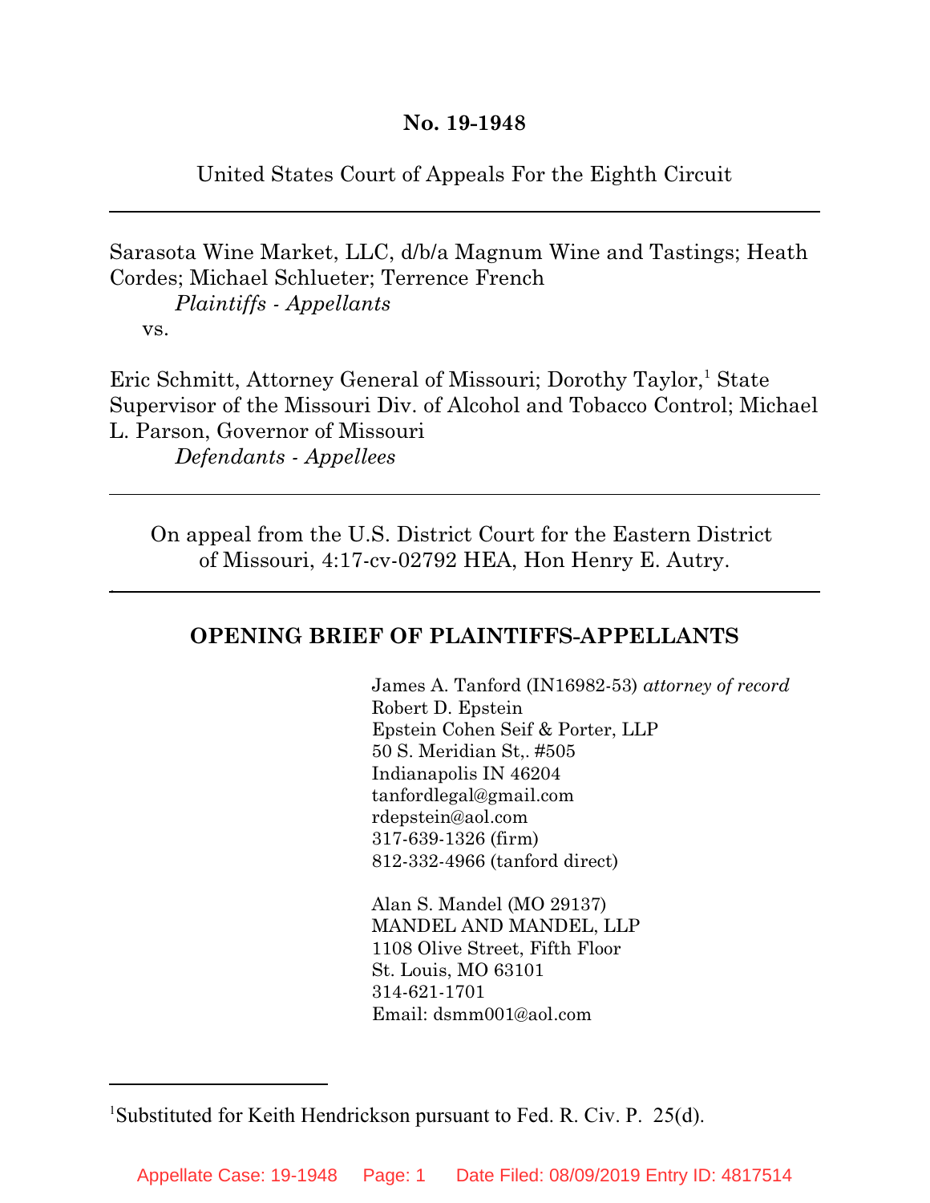**No. 19-1948**

United States Court of Appeals For the Eighth Circuit

---

Sarasota Wine Market, LLC, d/b/a Magnum Wine and Tastings; Heath Cordes; Michael Schlueter; Terrence French
*Plaintiffs - Appellants*
vs.

Eric Schmitt, Attorney General of Missouri; Dorothy Taylor,[1] State Supervisor of the Missouri Div. of Alcohol and Tobacco Control; Michael L. Parson, Governor of Missouri
*Defendants - Appellees*

---

On appeal from the U.S. District Court for the Eastern District of Missouri, 4:17-cv-02792 HEA, Hon Henry E. Autry.

---

## OPENING BRIEF OF PLAINTIFFS-APPELLANTS

James A. Tanford (IN16982-53) *attorney of record*
Robert D. Epstein
Epstein Cohen Seif & Porter, LLP
50 S. Meridian St,. #505
Indianapolis IN 46204
tanfordlegal@gmail.com
rdepstein@aol.com
317-639-1326 (firm)
812-332-4966 (tanford direct)

Alan S. Mandel (MO 29137)
MANDEL AND MANDEL, LLP
1108 Olive Street, Fifth Floor
St. Louis, MO 63101
314-621-1701
Email: dsmm001@aol.com

---

[1]Substituted for Keith Hendrickson pursuant to Fed. R. Civ. P. 25(d).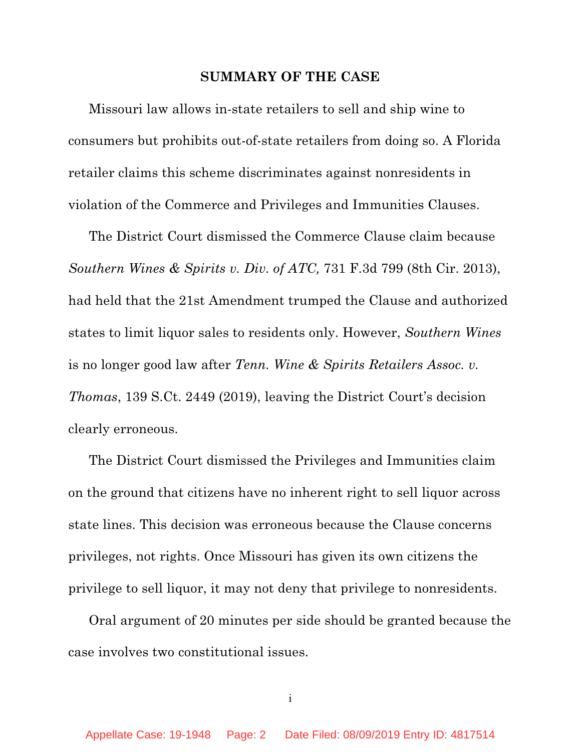## SUMMARY OF THE CASE

Missouri law allows in-state retailers to sell and ship wine to consumers but prohibits out-of-state retailers from doing so. A Florida retailer claims this scheme discriminates against nonresidents in violation of the Commerce and Privileges and Immunities Clauses.

The District Court dismissed the Commerce Clause claim because *Southern Wines & Spirits v. Div. of ATC,* 731 F.3d 799 (8th Cir. 2013), had held that the 21st Amendment trumped the Clause and authorized states to limit liquor sales to residents only. However, *Southern Wines* is no longer good law after *Tenn. Wine & Spirits Retailers Assoc. v. Thomas*, 139 S.Ct. 2449 (2019), leaving the District Court's decision clearly erroneous.

The District Court dismissed the Privileges and Immunities claim on the ground that citizens have no inherent right to sell liquor across state lines. This decision was erroneous because the Clause concerns privileges, not rights. Once Missouri has given its own citizens the privilege to sell liquor, it may not deny that privilege to nonresidents.

Oral argument of 20 minutes per side should be granted because the case involves two constitutional issues.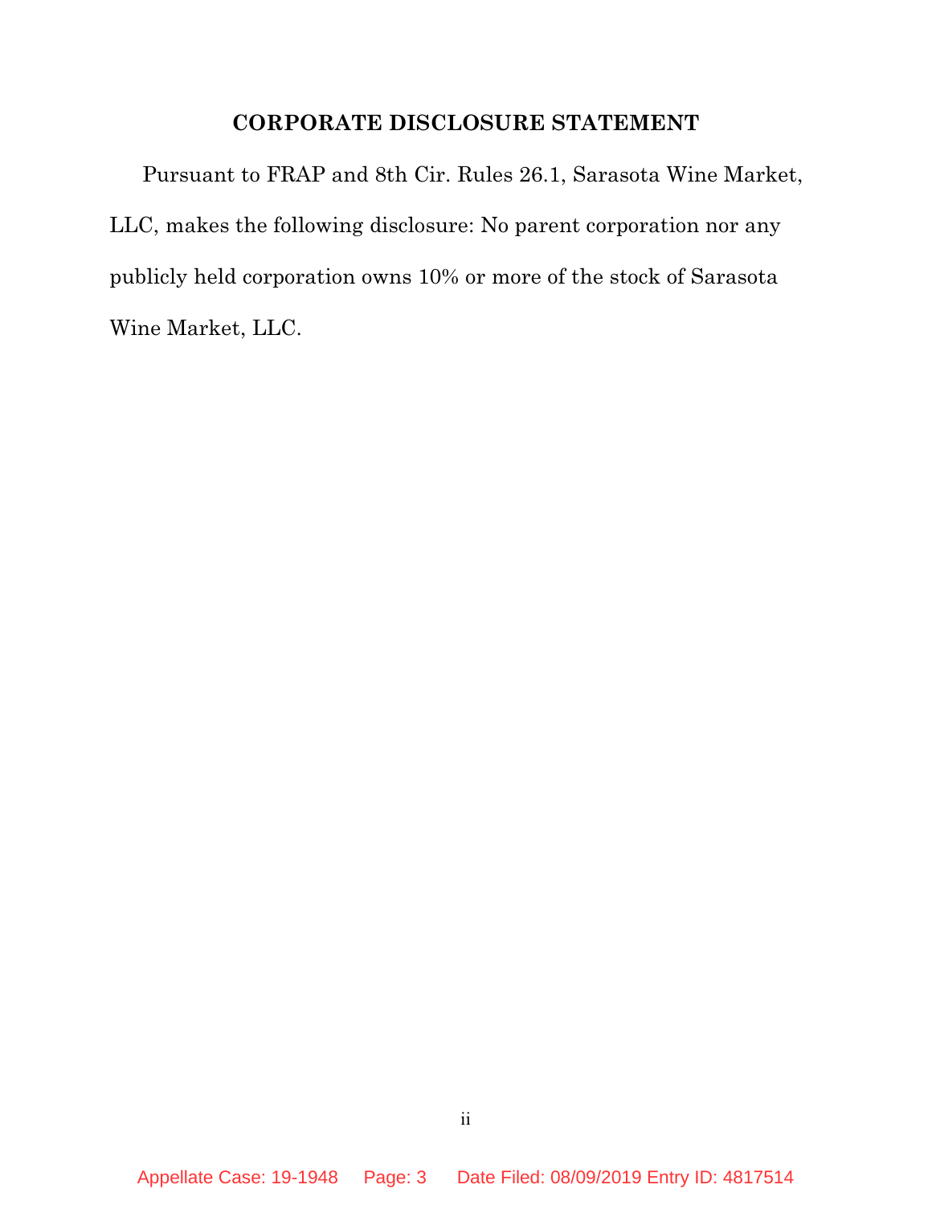## CORPORATE DISCLOSURE STATEMENT

Pursuant to FRAP and 8th Cir. Rules 26.1, Sarasota Wine Market, LLC, makes the following disclosure: No parent corporation nor any publicly held corporation owns 10% or more of the stock of Sarasota Wine Market, LLC.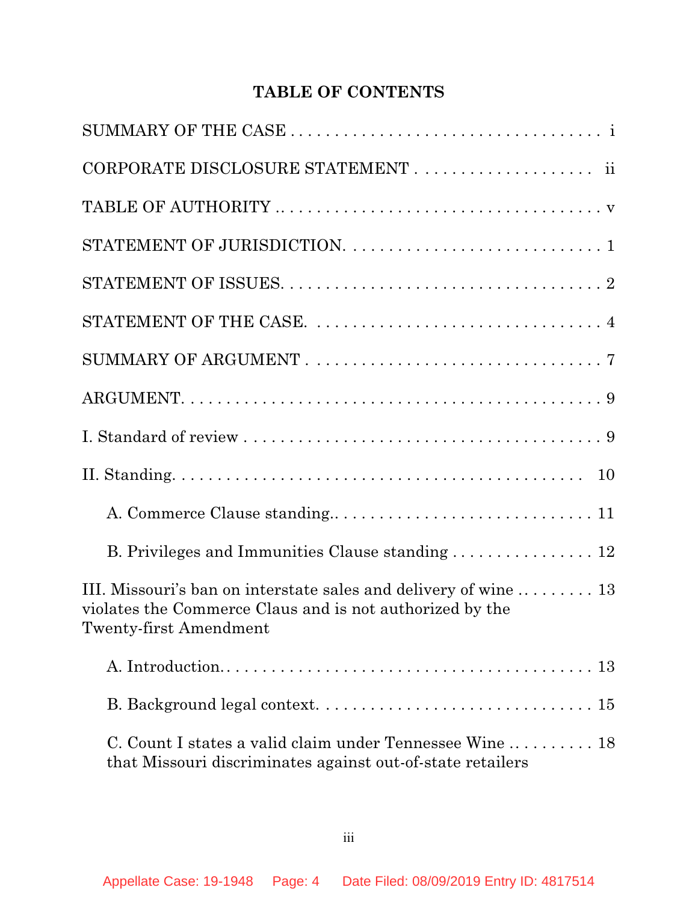## TABLE OF CONTENTS

| | |
|---|---|
| SUMMARY OF THE CASE | i |
| CORPORATE DISCLOSURE STATEMENT | ii |
| TABLE OF AUTHORITY | v |
| STATEMENT OF JURISDICTION | 1 |
| STATEMENT OF ISSUES | 2 |
| STATEMENT OF THE CASE | 4 |
| SUMMARY OF ARGUMENT | 7 |
| ARGUMENT | 9 |
| I. Standard of review | 9 |
| II. Standing | 10 |
| A. Commerce Clause standing | 11 |
| B. Privileges and Immunities Clause standing | 12 |
| III. Missouri's ban on interstate sales and delivery of wine violates the Commerce Claus and is not authorized by the Twenty-first Amendment | 13 |
| A. Introduction | 13 |
| B. Background legal context | 15 |
| C. Count I states a valid claim under Tennessee Wine that Missouri discriminates against out-of-state retailers | 18 |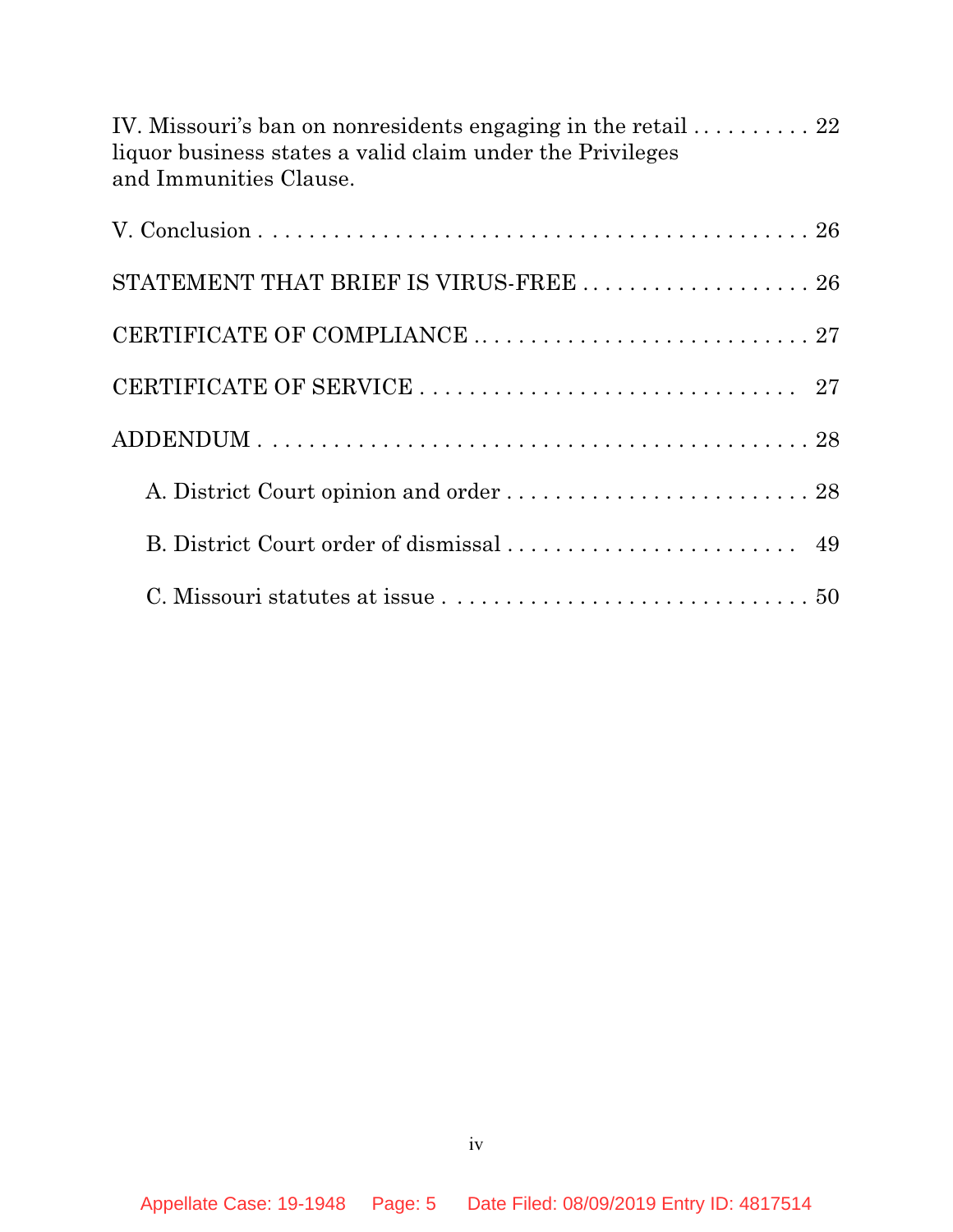IV. Missouri's ban on nonresidents engaging in the retail liquor business states a valid claim under the Privileges and Immunities Clause. . . . . . . . . . . 22

V. Conclusion . . . . . . . . . . . . . . . . . . . . . . . . . . . . . . . . . . . . . . . . . . . . 26

STATEMENT THAT BRIEF IS VIRUS-FREE . . . . . . . . . . . . . . . . . . . 26

CERTIFICATE OF COMPLIANCE . . . . . . . . . . . . . . . . . . . . . . . . . . . 27

CERTIFICATE OF SERVICE . . . . . . . . . . . . . . . . . . . . . . . . . . . . . . 27

ADDENDUM . . . . . . . . . . . . . . . . . . . . . . . . . . . . . . . . . . . . . . . . . . 28

A. District Court opinion and order . . . . . . . . . . . . . . . . . . . . . . . . 28

B. District Court order of dismissal . . . . . . . . . . . . . . . . . . . . . . . . 49

C. Missouri statutes at issue . . . . . . . . . . . . . . . . . . . . . . . . . . . . . 50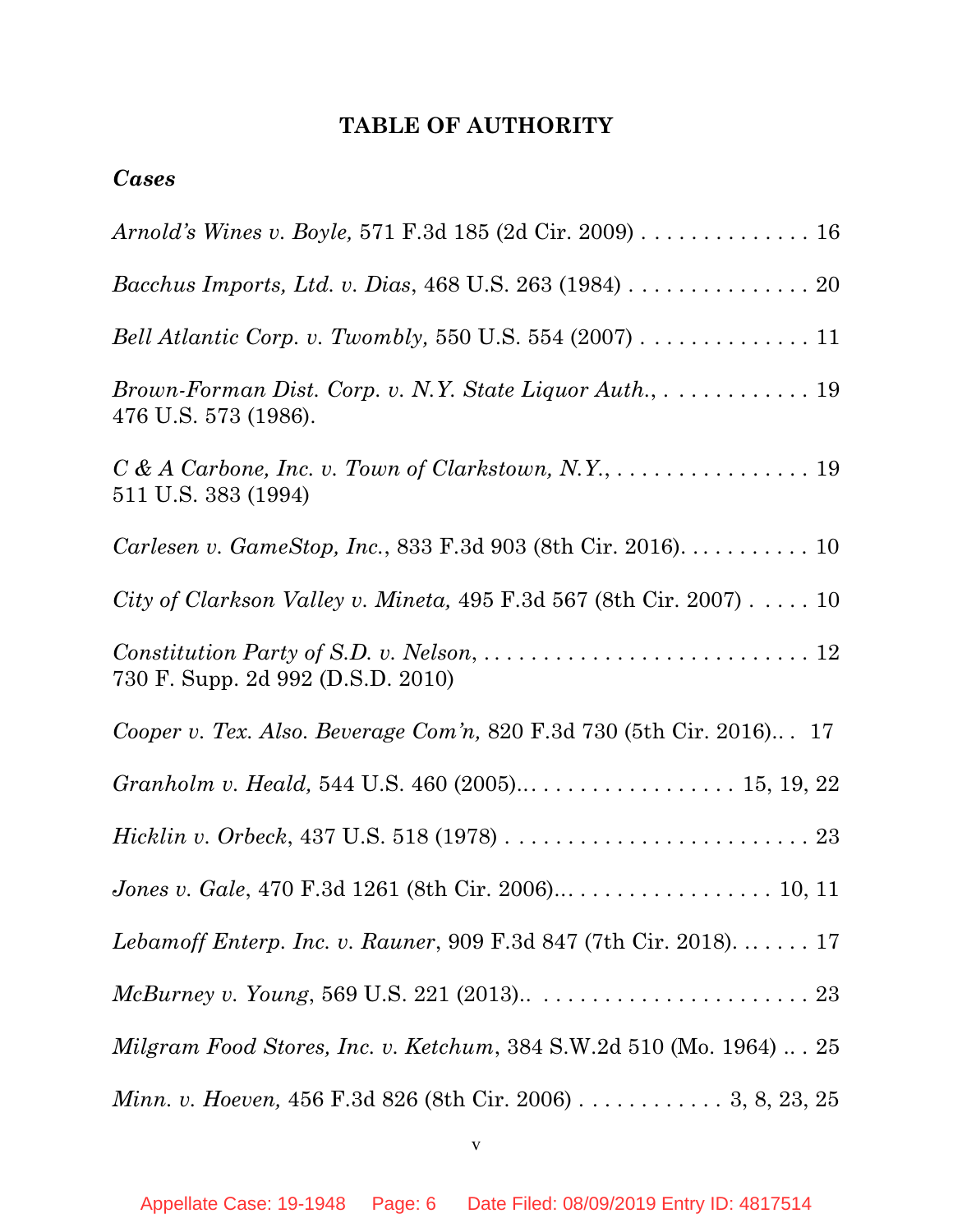## TABLE OF AUTHORITY

### *Cases*

*Arnold's Wines v. Boyle,* 571 F.3d 185 (2d Cir. 2009) . . . . . . . . . . . . . . 16

*Bacchus Imports, Ltd. v. Dias*, 468 U.S. 263 (1984) . . . . . . . . . . . . . . . 20

*Bell Atlantic Corp. v. Twombly,* 550 U.S. 554 (2007) . . . . . . . . . . . . . . 11

*Brown-Forman Dist. Corp. v. N.Y. State Liquor Auth.*, . . . . . . . . . . . . 19
476 U.S. 573 (1986).

*C & A Carbone, Inc. v. Town of Clarkstown, N.Y.*, . . . . . . . . . . . . . . . . 19
511 U.S. 383 (1994)

*Carlesen v. GameStop, Inc.*, 833 F.3d 903 (8th Cir. 2016). . . . . . . . . . . 10

*City of Clarkson Valley v. Mineta,* 495 F.3d 567 (8th Cir. 2007) . . . . . 10

*Constitution Party of S.D. v. Nelson*, . . . . . . . . . . . . . . . . . . . . . . . . . . 12
730 F. Supp. 2d 992 (D.S.D. 2010)

*Cooper v. Tex. Also. Beverage Com'n,* 820 F.3d 730 (5th Cir. 2016).. . 17

*Granholm v. Heald,* 544 U.S. 460 (2005).. . . . . . . . . . . . . . . . . . 15, 19, 22

*Hicklin v. Orbeck*, 437 U.S. 518 (1978) . . . . . . . . . . . . . . . . . . . . . . . . 23

*Jones v. Gale*, 470 F.3d 1261 (8th Cir. 2006)... . . . . . . . . . . . . . . . . 10, 11

*Lebamoff Enterp. Inc. v. Rauner*, 909 F.3d 847 (7th Cir. 2018). . . . . . . 17

*McBurney v. Young*, 569 U.S. 221 (2013).. . . . . . . . . . . . . . . . . . . . . . 23

*Milgram Food Stores, Inc. v. Ketchum*, 384 S.W.2d 510 (Mo. 1964) .. . 25

*Minn. v. Hoeven,* 456 F.3d 826 (8th Cir. 2006) . . . . . . . . . . . . 3, 8, 23, 25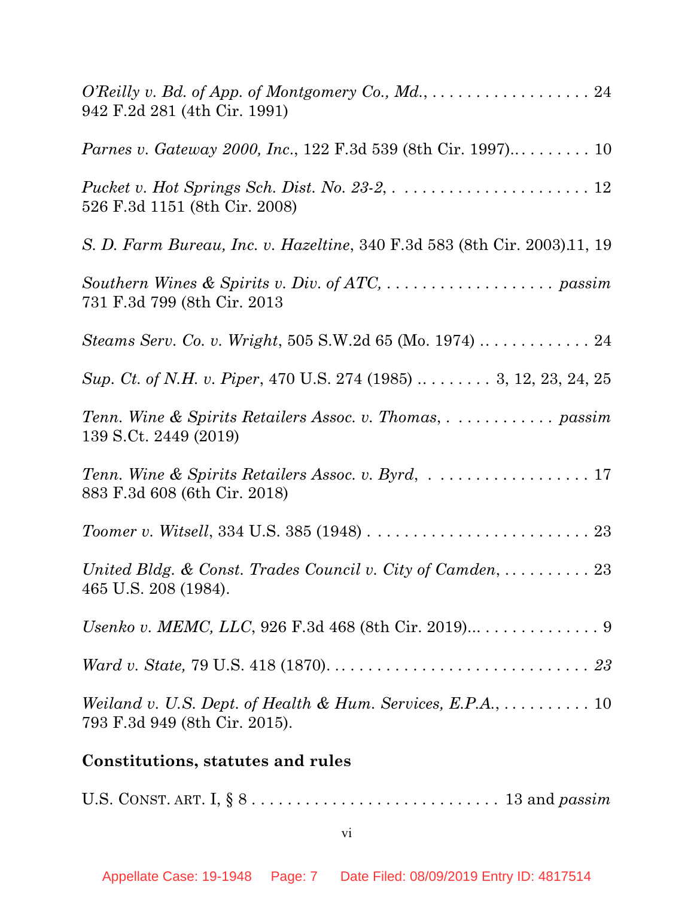*O'Reilly v. Bd. of App. of Montgomery Co., Md.*, . . . . . . . . . . . . . . . . . . 24
942 F.2d 281 (4th Cir. 1991)

*Parnes v. Gateway 2000, Inc*., 122 F.3d 539 (8th Cir. 1997).. . . . . . . . . 10

*Pucket v. Hot Springs Sch. Dist. No. 23-2*, . . . . . . . . . . . . . . . . . . . . . . 12
526 F.3d 1151 (8th Cir. 2008)

*S. D. Farm Bureau, Inc. v. Hazeltine*, 340 F.3d 583 (8th Cir. 2003).11, 19

*Southern Wines & Spirits v. Div. of ATC*, . . . . . . . . . . . . . . . . . . *passim*
731 F.3d 799 (8th Cir. 2013

*Steams Serv. Co. v. Wright*, 505 S.W.2d 65 (Mo. 1974) . . . . . . . . . . . . . 24

*Sup. Ct. of N.H. v. Piper*, 470 U.S. 274 (1985) .. . . . . . . . . 3, 12, 23, 24, 25

*Tenn. Wine & Spirits Retailers Assoc. v. Thomas*, . . . . . . . . . . . . *passim*
139 S.Ct. 2449 (2019)

*Tenn. Wine & Spirits Retailers Assoc. v. Byrd*, . . . . . . . . . . . . . . . . . . 17
883 F.3d 608 (6th Cir. 2018)

*Toomer v. Witsell*, 334 U.S. 385 (1948) . . . . . . . . . . . . . . . . . . . . . . . . . 23

*United Bldg. & Const. Trades Council v. City of Camden*, . . . . . . . . . . 23
465 U.S. 208 (1984).

*Usenko v. MEMC, LLC*, 926 F.3d 468 (8th Cir. 2019)... . . . . . . . . . . . . . 9

*Ward v. State,* 79 U.S. 418 (1870). . . . . . . . . . . . . . . . . . . . . . . . . . . . . *23*

*Weiland v. U.S. Dept. of Health & Hum. Services, E.P.A.*, . . . . . . . . . . 10
793 F.3d 949 (8th Cir. 2015).

**Constitutions, statutes and rules**

U.S. CONST. ART. I, § 8 . . . . . . . . . . . . . . . . . . . . . . . . . . . . 13 and *passim*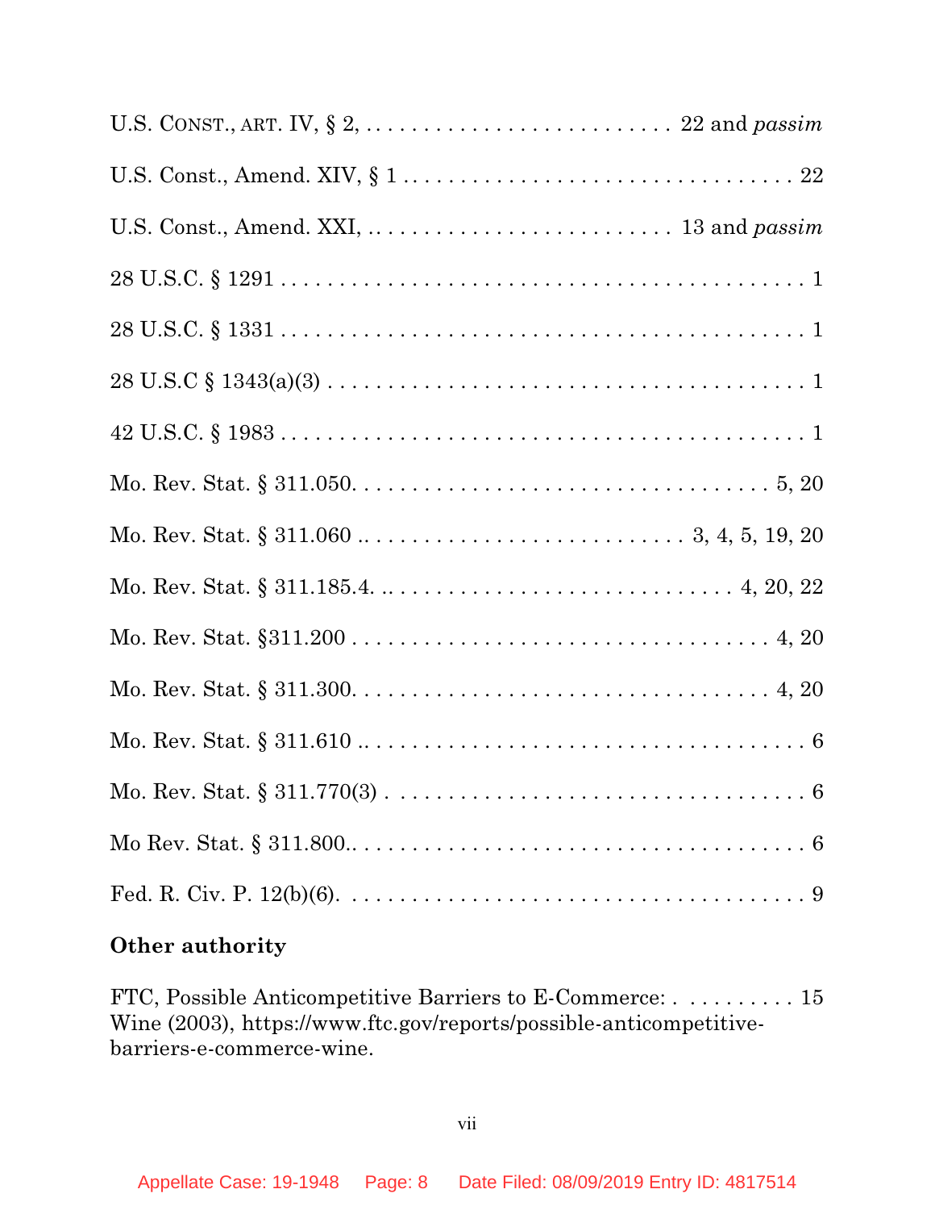U.S. CONST., ART. IV, § 2, . . . . . . . . . . . . . . . . . . . . . . . . . 22 and *passim*

U.S. Const., Amend. XIV, § 1 . . . . . . . . . . . . . . . . . . . . . . . . . . . . . . . . 22

U.S. Const., Amend. XXI, . . . . . . . . . . . . . . . . . . . . . . . . . 13 and *passim*

28 U.S.C. § 1291 . . . . . . . . . . . . . . . . . . . . . . . . . . . . . . . . . . . . . . . . 1

28 U.S.C. § 1331 . . . . . . . . . . . . . . . . . . . . . . . . . . . . . . . . . . . . . . . . 1

28 U.S.C § 1343(a)(3) . . . . . . . . . . . . . . . . . . . . . . . . . . . . . . . . . . . . 1

42 U.S.C. § 1983 . . . . . . . . . . . . . . . . . . . . . . . . . . . . . . . . . . . . . . . . 1

Mo. Rev. Stat. § 311.050. . . . . . . . . . . . . . . . . . . . . . . . . . . . . . . . . 5, 20

Mo. Rev. Stat. § 311.060 .. . . . . . . . . . . . . . . . . . . . . . . . . . 3, 4, 5, 19, 20

Mo. Rev. Stat. § 311.185.4. .. . . . . . . . . . . . . . . . . . . . . . . . . . . 4, 20, 22

Mo. Rev. Stat. §311.200 . . . . . . . . . . . . . . . . . . . . . . . . . . . . . . . . . 4, 20

Mo. Rev. Stat. § 311.300. . . . . . . . . . . . . . . . . . . . . . . . . . . . . . . . . 4, 20

Mo. Rev. Stat. § 311.610 .. . . . . . . . . . . . . . . . . . . . . . . . . . . . . . . . . . . 6

Mo. Rev. Stat. § 311.770(3) . . . . . . . . . . . . . . . . . . . . . . . . . . . . . . . . . 6

Mo Rev. Stat. § 311.800.. . . . . . . . . . . . . . . . . . . . . . . . . . . . . . . . . . . 6

Fed. R. Civ. P. 12(b)(6). . . . . . . . . . . . . . . . . . . . . . . . . . . . . . . . . . . . 9

**Other authority**

FTC, Possible Anticompetitive Barriers to E-Commerce: . . . . . . . . . . 15
Wine (2003), https://www.ftc.gov/reports/possible-anticompetitive-barriers-e-commerce-wine.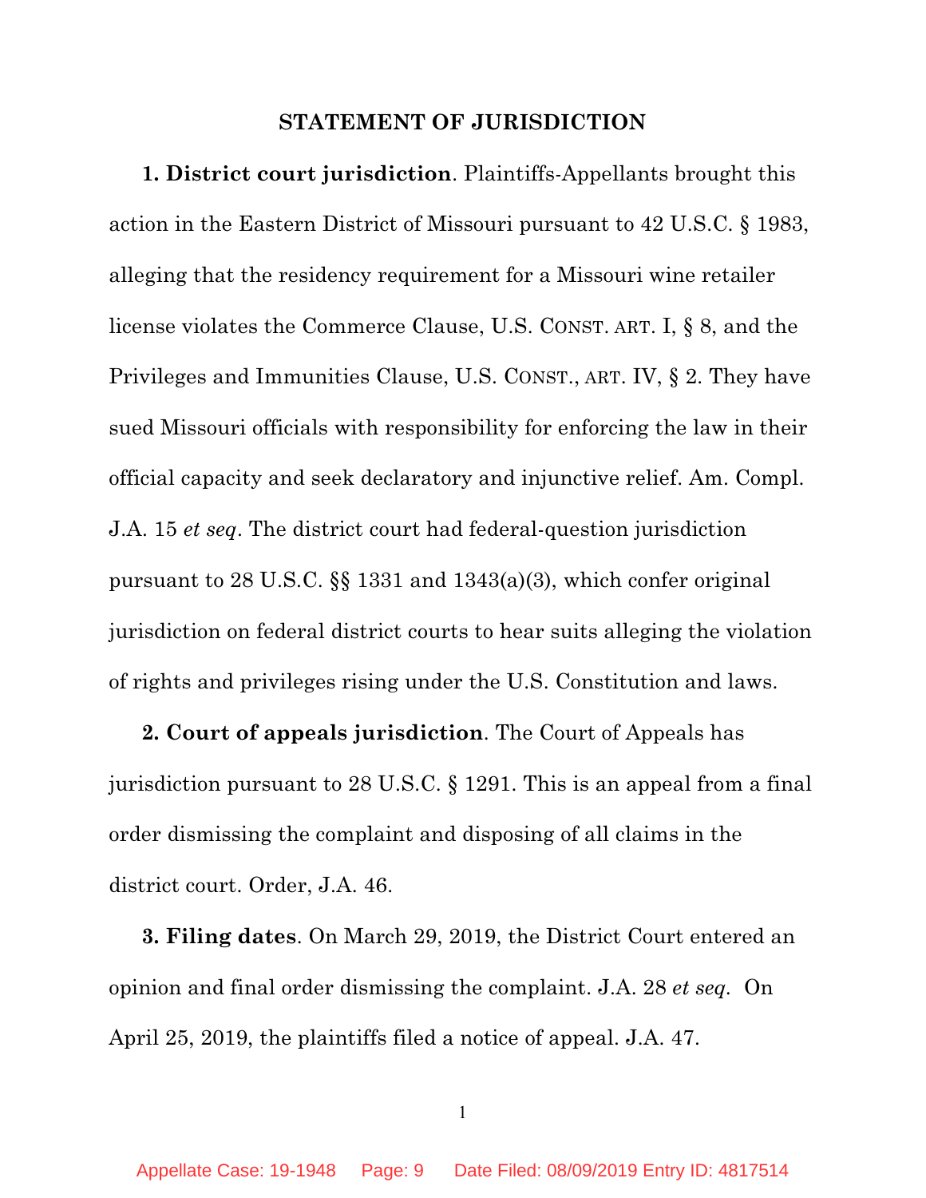## STATEMENT OF JURISDICTION

**1. District court jurisdiction**. Plaintiffs-Appellants brought this action in the Eastern District of Missouri pursuant to 42 U.S.C. § 1983, alleging that the residency requirement for a Missouri wine retailer license violates the Commerce Clause, U.S. CONST. ART. I, § 8, and the Privileges and Immunities Clause, U.S. CONST., ART. IV, § 2. They have sued Missouri officials with responsibility for enforcing the law in their official capacity and seek declaratory and injunctive relief. Am. Compl. J.A. 15 *et seq*. The district court had federal-question jurisdiction pursuant to 28 U.S.C. §§ 1331 and 1343(a)(3), which confer original jurisdiction on federal district courts to hear suits alleging the violation of rights and privileges rising under the U.S. Constitution and laws.

**2. Court of appeals jurisdiction**. The Court of Appeals has jurisdiction pursuant to 28 U.S.C. § 1291. This is an appeal from a final order dismissing the complaint and disposing of all claims in the district court. Order, J.A. 46.

**3. Filing dates**. On March 29, 2019, the District Court entered an opinion and final order dismissing the complaint. J.A. 28 *et seq*. On April 25, 2019, the plaintiffs filed a notice of appeal. J.A. 47.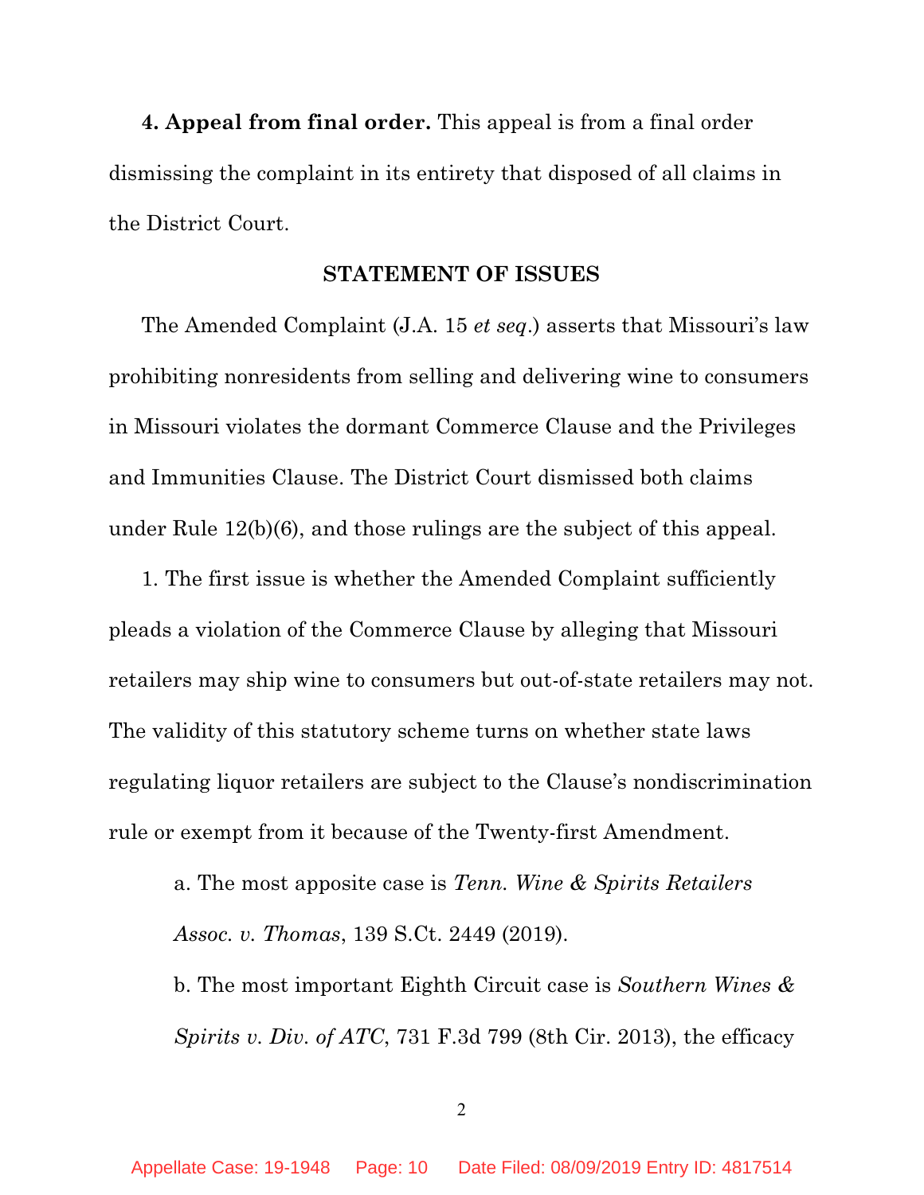**4. Appeal from final order.** This appeal is from a final order dismissing the complaint in its entirety that disposed of all claims in the District Court.

## STATEMENT OF ISSUES

The Amended Complaint (J.A. 15 *et seq*.) asserts that Missouri's law prohibiting nonresidents from selling and delivering wine to consumers in Missouri violates the dormant Commerce Clause and the Privileges and Immunities Clause. The District Court dismissed both claims under Rule 12(b)(6), and those rulings are the subject of this appeal.

1. The first issue is whether the Amended Complaint sufficiently pleads a violation of the Commerce Clause by alleging that Missouri retailers may ship wine to consumers but out-of-state retailers may not. The validity of this statutory scheme turns on whether state laws regulating liquor retailers are subject to the Clause's nondiscrimination rule or exempt from it because of the Twenty-first Amendment.

   a. The most apposite case is *Tenn. Wine & Spirits Retailers Assoc. v. Thomas*, 139 S.Ct. 2449 (2019).

   b. The most important Eighth Circuit case is *Southern Wines & Spirits v. Div. of ATC*, 731 F.3d 799 (8th Cir. 2013), the efficacy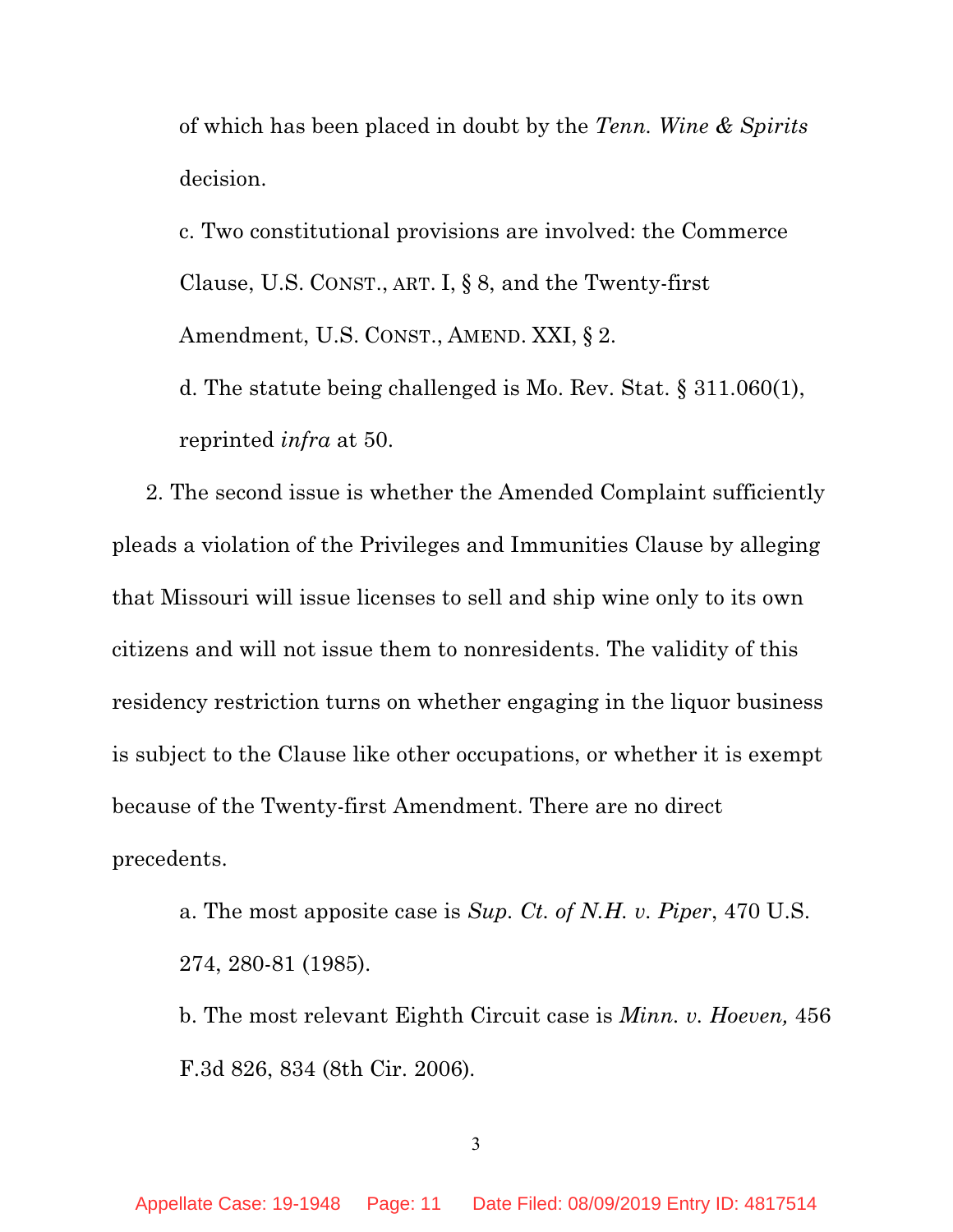of which has been placed in doubt by the *Tenn. Wine & Spirits* decision.

c. Two constitutional provisions are involved: the Commerce Clause, U.S. CONST., ART. I, § 8, and the Twenty-first Amendment, U.S. CONST., AMEND. XXI, § 2.

d. The statute being challenged is Mo. Rev. Stat. § 311.060(1), reprinted *infra* at 50.

2. The second issue is whether the Amended Complaint sufficiently pleads a violation of the Privileges and Immunities Clause by alleging that Missouri will issue licenses to sell and ship wine only to its own citizens and will not issue them to nonresidents. The validity of this residency restriction turns on whether engaging in the liquor business is subject to the Clause like other occupations, or whether it is exempt because of the Twenty-first Amendment. There are no direct precedents.

a. The most apposite case is *Sup. Ct. of N.H. v. Piper*, 470 U.S. 274, 280-81 (1985).

b. The most relevant Eighth Circuit case is *Minn. v. Hoeven,* 456 F.3d 826, 834 (8th Cir. 2006).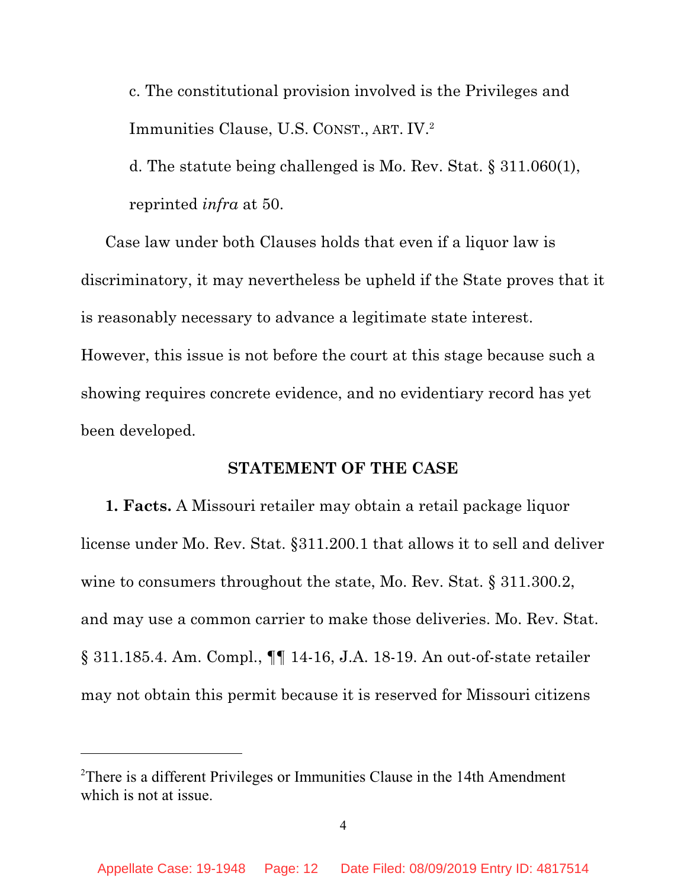c. The constitutional provision involved is the Privileges and Immunities Clause, U.S. CONST., ART. IV.[2]

d. The statute being challenged is Mo. Rev. Stat. § 311.060(1), reprinted *infra* at 50.

Case law under both Clauses holds that even if a liquor law is discriminatory, it may nevertheless be upheld if the State proves that it is reasonably necessary to advance a legitimate state interest. However, this issue is not before the court at this stage because such a showing requires concrete evidence, and no evidentiary record has yet been developed.

## STATEMENT OF THE CASE

**1. Facts.** A Missouri retailer may obtain a retail package liquor license under Mo. Rev. Stat. §311.200.1 that allows it to sell and deliver wine to consumers throughout the state, Mo. Rev. Stat. § 311.300.2, and may use a common carrier to make those deliveries. Mo. Rev. Stat. § 311.185.4. Am. Compl., ¶¶ 14-16, J.A. 18-19. An out-of-state retailer may not obtain this permit because it is reserved for Missouri citizens

---

[2] There is a different Privileges or Immunities Clause in the 14th Amendment which is not at issue.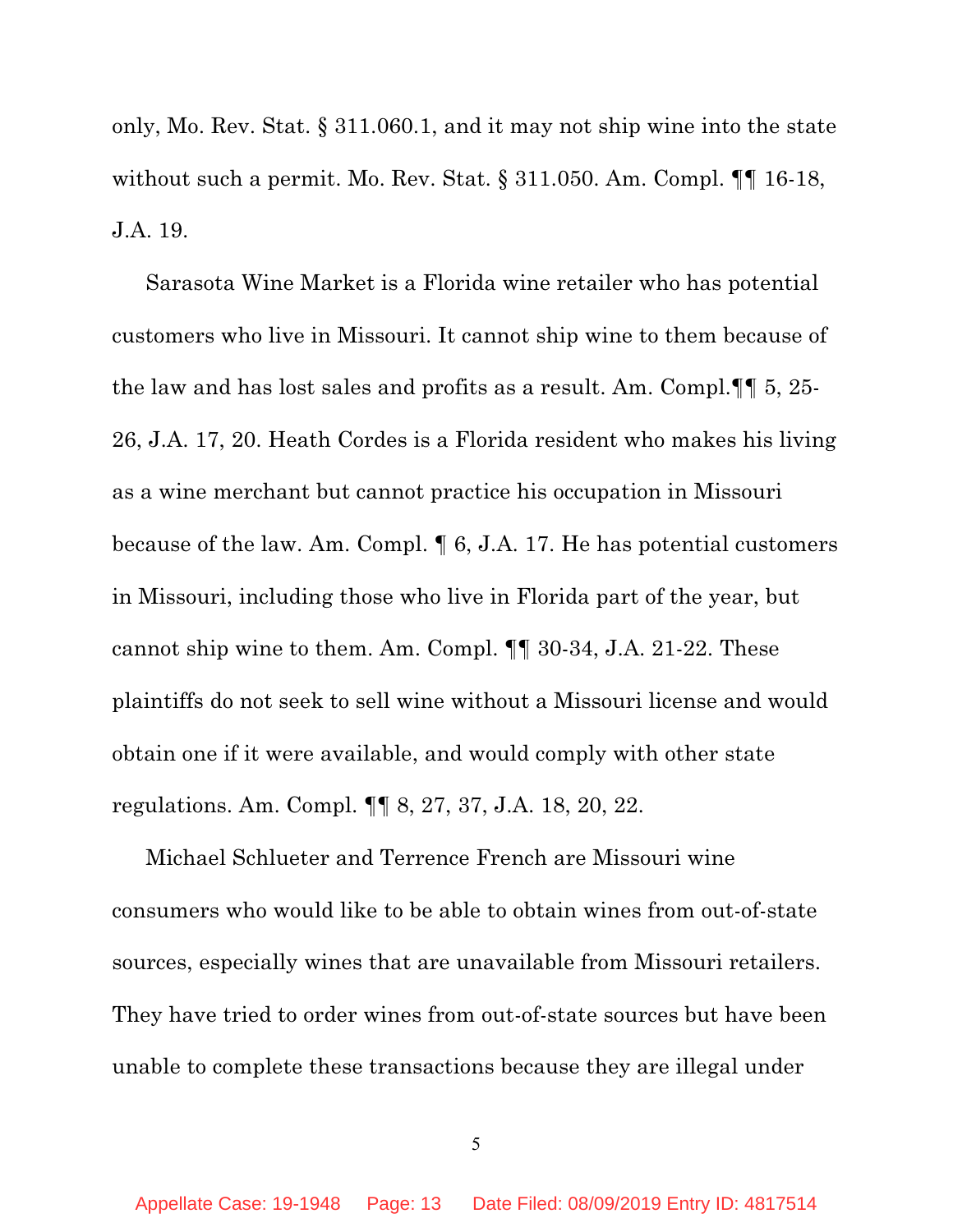only, Mo. Rev. Stat. § 311.060.1, and it may not ship wine into the state without such a permit. Mo. Rev. Stat. § 311.050. Am. Compl. ¶¶ 16-18, J.A. 19.

Sarasota Wine Market is a Florida wine retailer who has potential customers who live in Missouri. It cannot ship wine to them because of the law and has lost sales and profits as a result. Am. Compl.¶¶ 5, 25-26, J.A. 17, 20. Heath Cordes is a Florida resident who makes his living as a wine merchant but cannot practice his occupation in Missouri because of the law. Am. Compl. ¶ 6, J.A. 17. He has potential customers in Missouri, including those who live in Florida part of the year, but cannot ship wine to them. Am. Compl. ¶¶ 30-34, J.A. 21-22. These plaintiffs do not seek to sell wine without a Missouri license and would obtain one if it were available, and would comply with other state regulations. Am. Compl. ¶¶ 8, 27, 37, J.A. 18, 20, 22.

Michael Schlueter and Terrence French are Missouri wine consumers who would like to be able to obtain wines from out-of-state sources, especially wines that are unavailable from Missouri retailers. They have tried to order wines from out-of-state sources but have been unable to complete these transactions because they are illegal under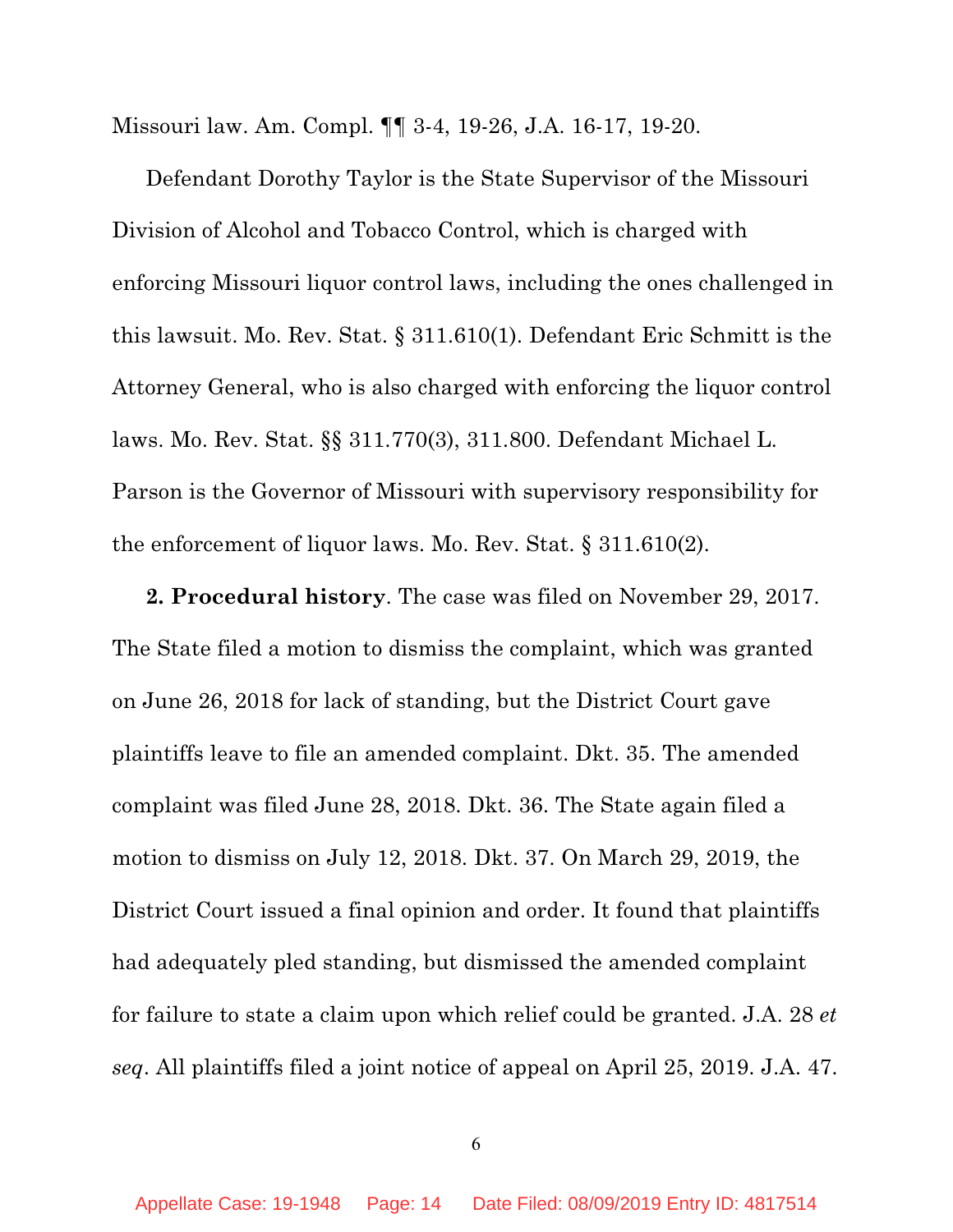Missouri law. Am. Compl. ¶¶ 3-4, 19-26, J.A. 16-17, 19-20.

Defendant Dorothy Taylor is the State Supervisor of the Missouri Division of Alcohol and Tobacco Control, which is charged with enforcing Missouri liquor control laws, including the ones challenged in this lawsuit. Mo. Rev. Stat. § 311.610(1). Defendant Eric Schmitt is the Attorney General, who is also charged with enforcing the liquor control laws. Mo. Rev. Stat. §§ 311.770(3), 311.800. Defendant Michael L. Parson is the Governor of Missouri with supervisory responsibility for the enforcement of liquor laws. Mo. Rev. Stat. § 311.610(2).

**2. Procedural history**. The case was filed on November 29, 2017. The State filed a motion to dismiss the complaint, which was granted on June 26, 2018 for lack of standing, but the District Court gave plaintiffs leave to file an amended complaint. Dkt. 35. The amended complaint was filed June 28, 2018. Dkt. 36. The State again filed a motion to dismiss on July 12, 2018. Dkt. 37. On March 29, 2019, the District Court issued a final opinion and order. It found that plaintiffs had adequately pled standing, but dismissed the amended complaint for failure to state a claim upon which relief could be granted. J.A. 28 *et seq*. All plaintiffs filed a joint notice of appeal on April 25, 2019. J.A. 47.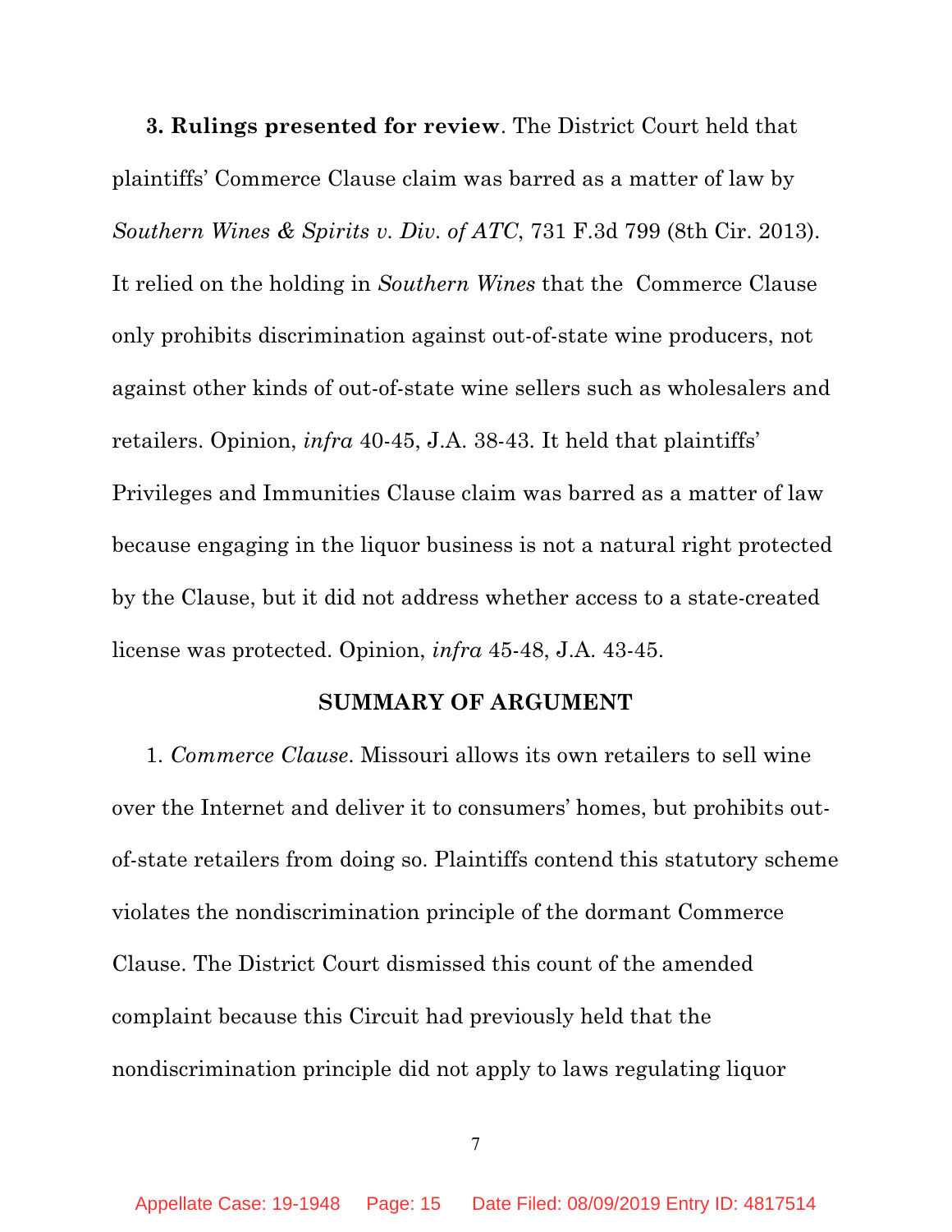**3. Rulings presented for review**. The District Court held that plaintiffs' Commerce Clause claim was barred as a matter of law by *Southern Wines & Spirits v. Div. of ATC*, 731 F.3d 799 (8th Cir. 2013). It relied on the holding in *Southern Wines* that the Commerce Clause only prohibits discrimination against out-of-state wine producers, not against other kinds of out-of-state wine sellers such as wholesalers and retailers. Opinion, *infra* 40-45, J.A. 38-43. It held that plaintiffs' Privileges and Immunities Clause claim was barred as a matter of law because engaging in the liquor business is not a natural right protected by the Clause, but it did not address whether access to a state-created license was protected. Opinion, *infra* 45-48, J.A. 43-45.

## SUMMARY OF ARGUMENT

1. *Commerce Clause*. Missouri allows its own retailers to sell wine over the Internet and deliver it to consumers' homes, but prohibits out-of-state retailers from doing so. Plaintiffs contend this statutory scheme violates the nondiscrimination principle of the dormant Commerce Clause. The District Court dismissed this count of the amended complaint because this Circuit had previously held that the nondiscrimination principle did not apply to laws regulating liquor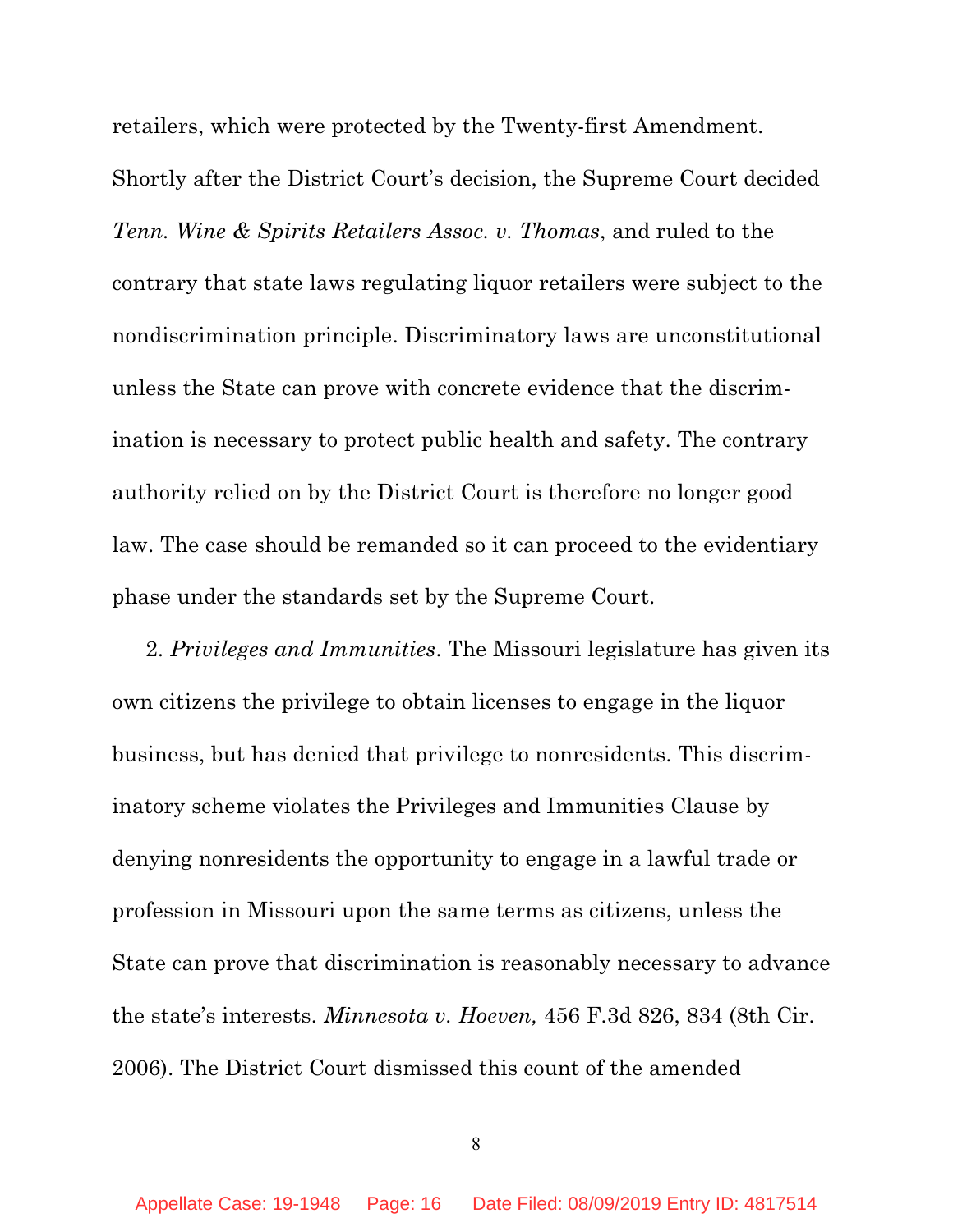retailers, which were protected by the Twenty-first Amendment. Shortly after the District Court's decision, the Supreme Court decided *Tenn. Wine & Spirits Retailers Assoc. v. Thomas*, and ruled to the contrary that state laws regulating liquor retailers were subject to the nondiscrimination principle. Discriminatory laws are unconstitutional unless the State can prove with concrete evidence that the discrimination is necessary to protect public health and safety. The contrary authority relied on by the District Court is therefore no longer good law. The case should be remanded so it can proceed to the evidentiary phase under the standards set by the Supreme Court.

2. *Privileges and Immunities*. The Missouri legislature has given its own citizens the privilege to obtain licenses to engage in the liquor business, but has denied that privilege to nonresidents. This discriminatory scheme violates the Privileges and Immunities Clause by denying nonresidents the opportunity to engage in a lawful trade or profession in Missouri upon the same terms as citizens, unless the State can prove that discrimination is reasonably necessary to advance the state's interests. *Minnesota v. Hoeven,* 456 F.3d 826, 834 (8th Cir. 2006). The District Court dismissed this count of the amended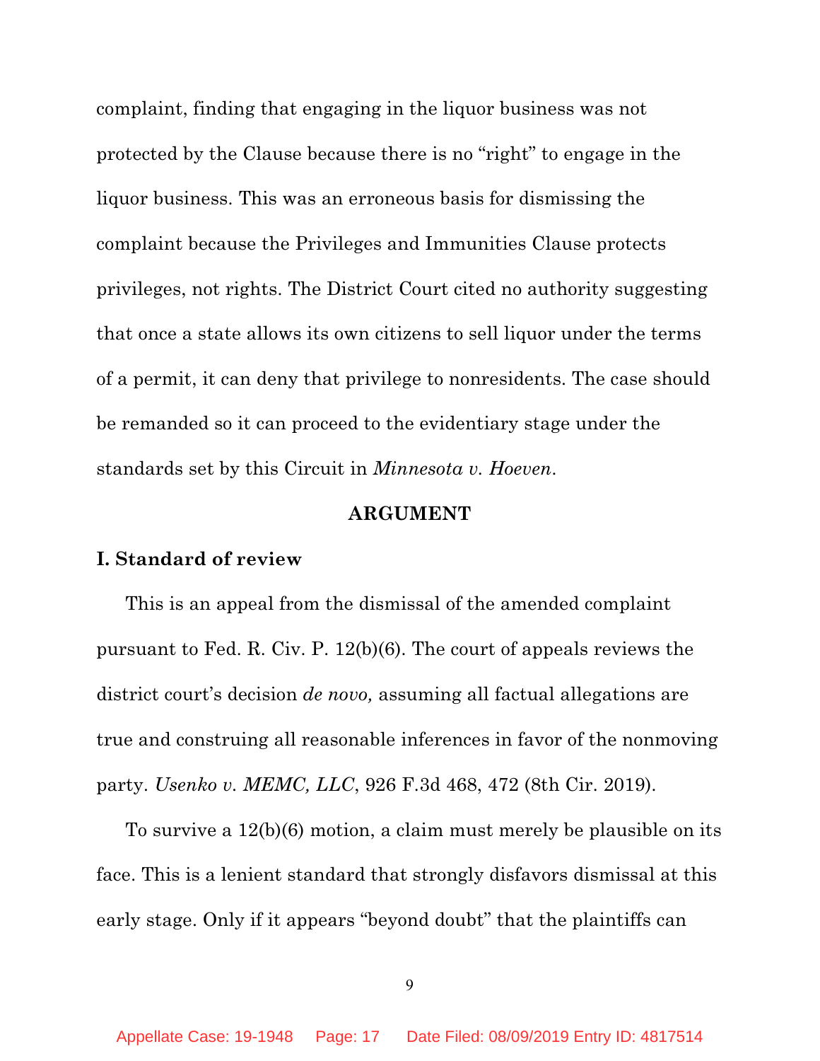complaint, finding that engaging in the liquor business was not protected by the Clause because there is no "right" to engage in the liquor business. This was an erroneous basis for dismissing the complaint because the Privileges and Immunities Clause protects privileges, not rights. The District Court cited no authority suggesting that once a state allows its own citizens to sell liquor under the terms of a permit, it can deny that privilege to nonresidents. The case should be remanded so it can proceed to the evidentiary stage under the standards set by this Circuit in *Minnesota v. Hoeven*.

## ARGUMENT

### I. Standard of review

This is an appeal from the dismissal of the amended complaint pursuant to Fed. R. Civ. P. 12(b)(6). The court of appeals reviews the district court's decision *de novo,* assuming all factual allegations are true and construing all reasonable inferences in favor of the nonmoving party. *Usenko v. MEMC, LLC*, 926 F.3d 468, 472 (8th Cir. 2019).

To survive a 12(b)(6) motion, a claim must merely be plausible on its face. This is a lenient standard that strongly disfavors dismissal at this early stage. Only if it appears "beyond doubt" that the plaintiffs can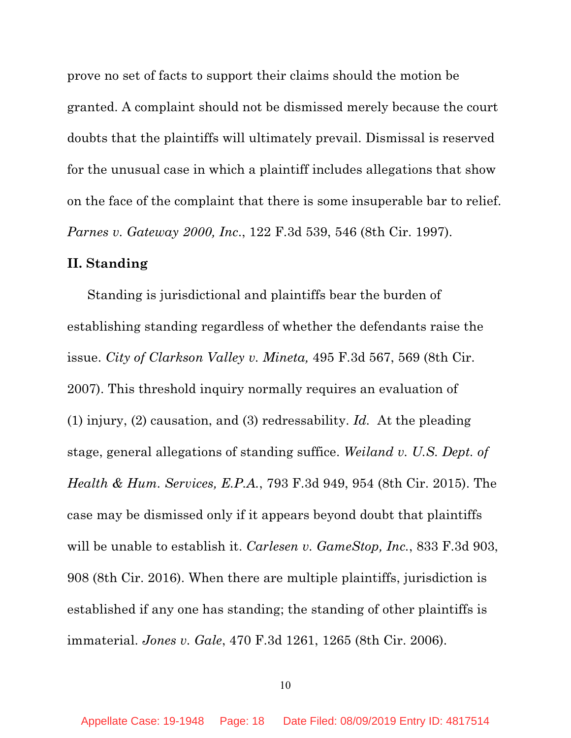prove no set of facts to support their claims should the motion be granted. A complaint should not be dismissed merely because the court doubts that the plaintiffs will ultimately prevail. Dismissal is reserved for the unusual case in which a plaintiff includes allegations that show on the face of the complaint that there is some insuperable bar to relief. *Parnes v. Gateway 2000, Inc.*, 122 F.3d 539, 546 (8th Cir. 1997).

## II. Standing

Standing is jurisdictional and plaintiffs bear the burden of establishing standing regardless of whether the defendants raise the issue. *City of Clarkson Valley v. Mineta,* 495 F.3d 567, 569 (8th Cir. 2007). This threshold inquiry normally requires an evaluation of (1) injury, (2) causation, and (3) redressability. *Id.* At the pleading stage, general allegations of standing suffice. *Weiland v. U.S. Dept. of Health & Hum. Services, E.P.A.*, 793 F.3d 949, 954 (8th Cir. 2015). The case may be dismissed only if it appears beyond doubt that plaintiffs will be unable to establish it. *Carlesen v. GameStop, Inc.*, 833 F.3d 903, 908 (8th Cir. 2016). When there are multiple plaintiffs, jurisdiction is established if any one has standing; the standing of other plaintiffs is immaterial. *Jones v. Gale*, 470 F.3d 1261, 1265 (8th Cir. 2006).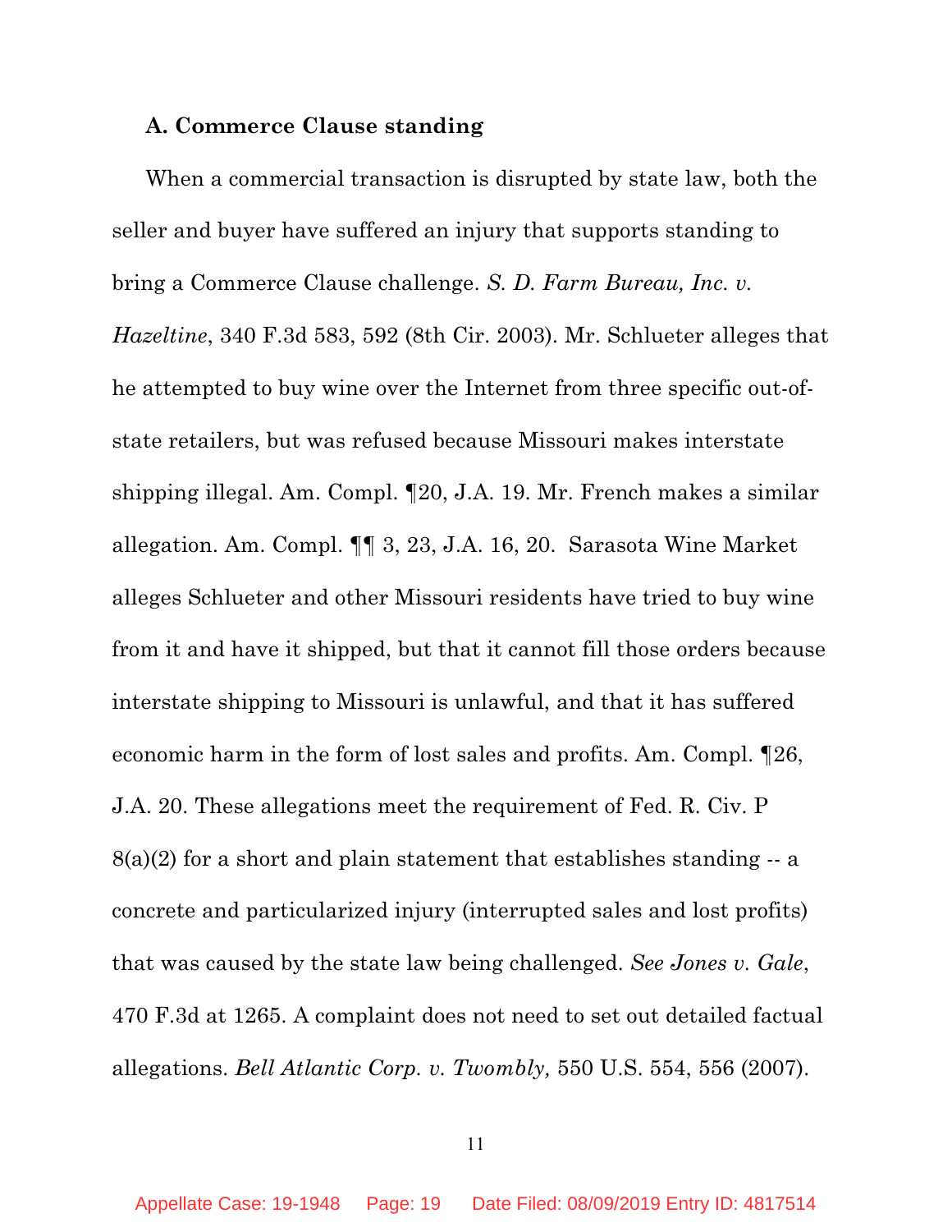### A. Commerce Clause standing

When a commercial transaction is disrupted by state law, both the seller and buyer have suffered an injury that supports standing to bring a Commerce Clause challenge. *S. D. Farm Bureau, Inc. v. Hazeltine*, 340 F.3d 583, 592 (8th Cir. 2003). Mr. Schlueter alleges that he attempted to buy wine over the Internet from three specific out-of-state retailers, but was refused because Missouri makes interstate shipping illegal. Am. Compl. ¶20, J.A. 19. Mr. French makes a similar allegation. Am. Compl. ¶¶ 3, 23, J.A. 16, 20. Sarasota Wine Market alleges Schlueter and other Missouri residents have tried to buy wine from it and have it shipped, but that it cannot fill those orders because interstate shipping to Missouri is unlawful, and that it has suffered economic harm in the form of lost sales and profits. Am. Compl. ¶26, J.A. 20. These allegations meet the requirement of Fed. R. Civ. P 8(a)(2) for a short and plain statement that establishes standing -- a concrete and particularized injury (interrupted sales and lost profits) that was caused by the state law being challenged. *See Jones v. Gale*, 470 F.3d at 1265. A complaint does not need to set out detailed factual allegations. *Bell Atlantic Corp. v. Twombly,* 550 U.S. 554, 556 (2007).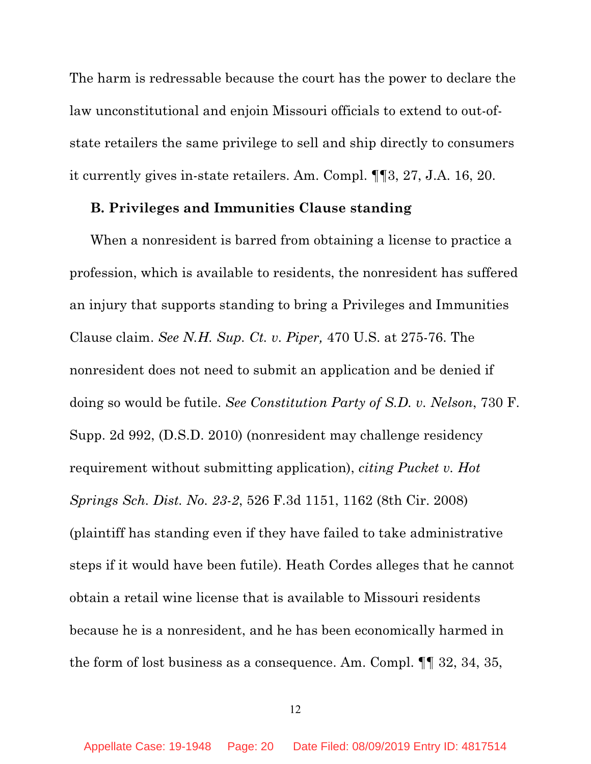The harm is redressable because the court has the power to declare the law unconstitutional and enjoin Missouri officials to extend to out-of-state retailers the same privilege to sell and ship directly to consumers it currently gives in-state retailers. Am. Compl. ¶¶3, 27, J.A. 16, 20.

**B. Privileges and Immunities Clause standing**

When a nonresident is barred from obtaining a license to practice a profession, which is available to residents, the nonresident has suffered an injury that supports standing to bring a Privileges and Immunities Clause claim. *See N.H. Sup. Ct. v. Piper,* 470 U.S. at 275-76. The nonresident does not need to submit an application and be denied if doing so would be futile. *See Constitution Party of S.D. v. Nelson*, 730 F. Supp. 2d 992, (D.S.D. 2010) (nonresident may challenge residency requirement without submitting application), *citing Pucket v. Hot Springs Sch. Dist. No. 23-2*, 526 F.3d 1151, 1162 (8th Cir. 2008) (plaintiff has standing even if they have failed to take administrative steps if it would have been futile). Heath Cordes alleges that he cannot obtain a retail wine license that is available to Missouri residents because he is a nonresident, and he has been economically harmed in the form of lost business as a consequence. Am. Compl. ¶¶ 32, 34, 35,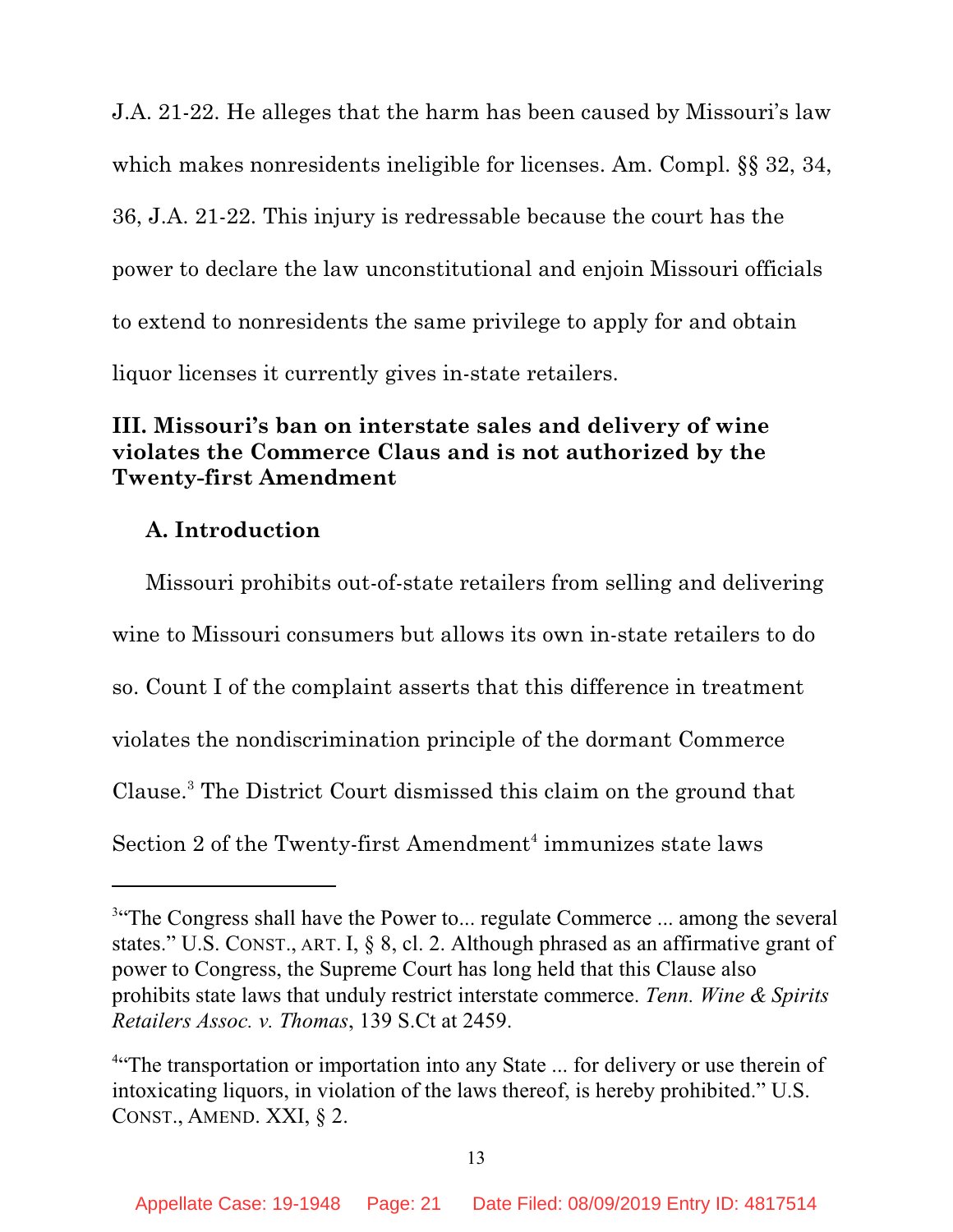J.A. 21-22. He alleges that the harm has been caused by Missouri's law which makes nonresidents ineligible for licenses. Am. Compl. §§ 32, 34, 36, J.A. 21-22. This injury is redressable because the court has the power to declare the law unconstitutional and enjoin Missouri officials to extend to nonresidents the same privilege to apply for and obtain liquor licenses it currently gives in-state retailers.

## III. Missouri's ban on interstate sales and delivery of wine violates the Commerce Claus and is not authorized by the Twenty-first Amendment

### A. Introduction

Missouri prohibits out-of-state retailers from selling and delivering wine to Missouri consumers but allows its own in-state retailers to do so. Count I of the complaint asserts that this difference in treatment violates the nondiscrimination principle of the dormant Commerce Clause.[3] The District Court dismissed this claim on the ground that Section 2 of the Twenty-first Amendment[4] immunizes state laws

---

[3] "The Congress shall have the Power to... regulate Commerce ... among the several states." U.S. CONST., ART. I, § 8, cl. 2. Although phrased as an affirmative grant of power to Congress, the Supreme Court has long held that this Clause also prohibits state laws that unduly restrict interstate commerce. *Tenn. Wine & Spirits Retailers Assoc. v. Thomas*, 139 S.Ct at 2459.

[4] "The transportation or importation into any State ... for delivery or use therein of intoxicating liquors, in violation of the laws thereof, is hereby prohibited." U.S. CONST., AMEND. XXI, § 2.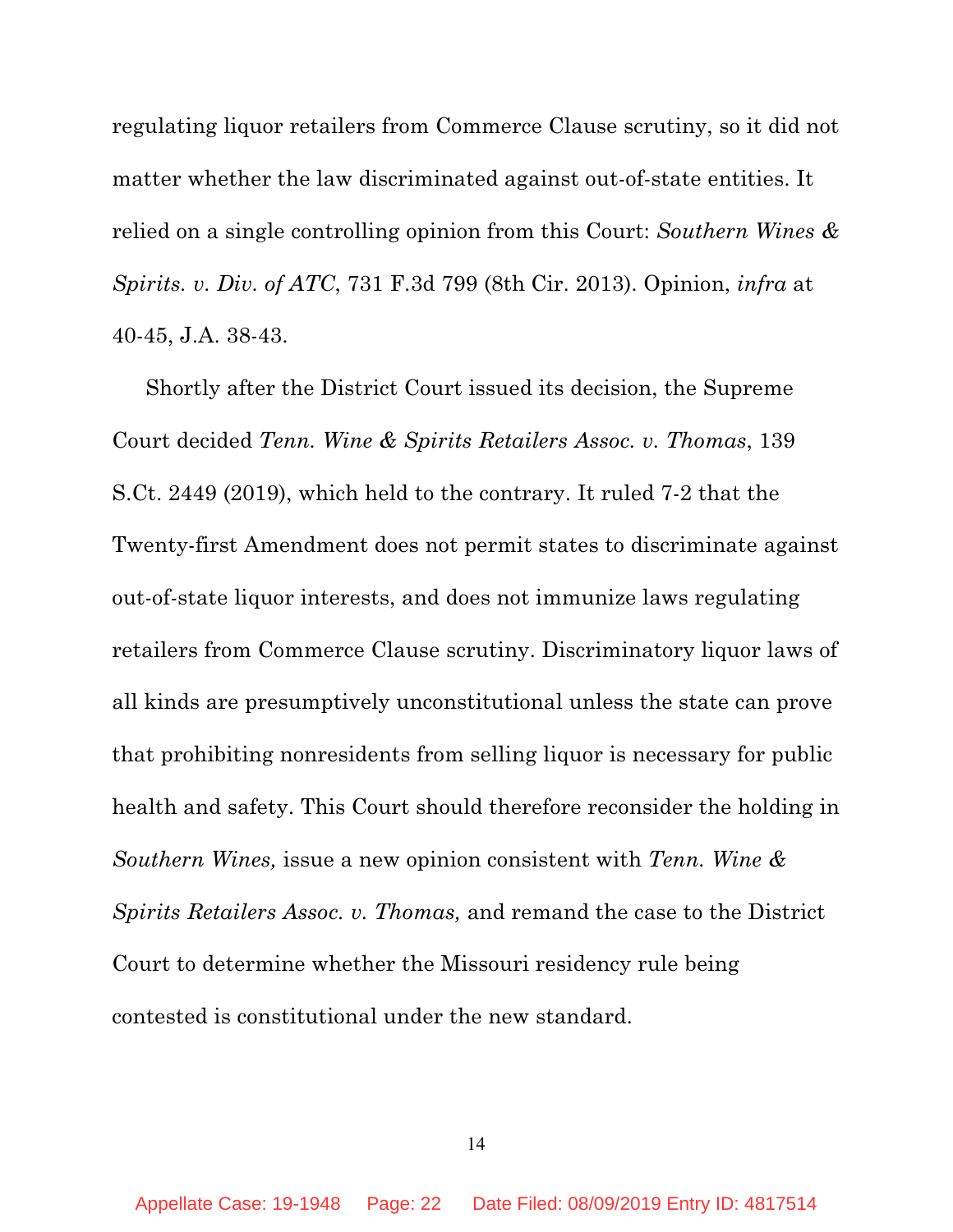regulating liquor retailers from Commerce Clause scrutiny, so it did not matter whether the law discriminated against out-of-state entities. It relied on a single controlling opinion from this Court: *Southern Wines & Spirits. v. Div. of ATC*, 731 F.3d 799 (8th Cir. 2013). Opinion, *infra* at 40-45, J.A. 38-43.

Shortly after the District Court issued its decision, the Supreme Court decided *Tenn. Wine & Spirits Retailers Assoc. v. Thomas*, 139 S.Ct. 2449 (2019), which held to the contrary. It ruled 7-2 that the Twenty-first Amendment does not permit states to discriminate against out-of-state liquor interests, and does not immunize laws regulating retailers from Commerce Clause scrutiny. Discriminatory liquor laws of all kinds are presumptively unconstitutional unless the state can prove that prohibiting nonresidents from selling liquor is necessary for public health and safety. This Court should therefore reconsider the holding in *Southern Wines,* issue a new opinion consistent with *Tenn. Wine & Spirits Retailers Assoc. v. Thomas,* and remand the case to the District Court to determine whether the Missouri residency rule being contested is constitutional under the new standard.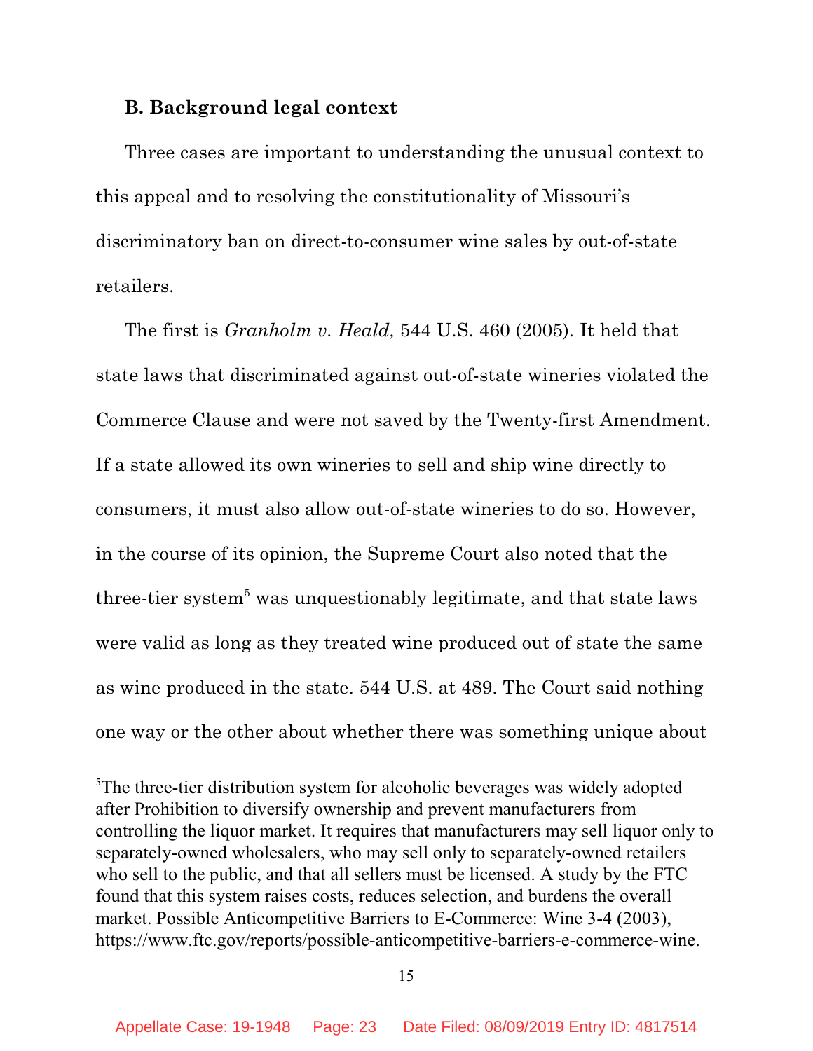### B. Background legal context

Three cases are important to understanding the unusual context to this appeal and to resolving the constitutionality of Missouri's discriminatory ban on direct-to-consumer wine sales by out-of-state retailers.

The first is *Granholm v. Heald,* 544 U.S. 460 (2005). It held that state laws that discriminated against out-of-state wineries violated the Commerce Clause and were not saved by the Twenty-first Amendment. If a state allowed its own wineries to sell and ship wine directly to consumers, it must also allow out-of-state wineries to do so. However, in the course of its opinion, the Supreme Court also noted that the three-tier system[5] was unquestionably legitimate, and that state laws were valid as long as they treated wine produced out of state the same as wine produced in the state. 544 U.S. at 489. The Court said nothing one way or the other about whether there was something unique about

---

[5]The three-tier distribution system for alcoholic beverages was widely adopted after Prohibition to diversify ownership and prevent manufacturers from controlling the liquor market. It requires that manufacturers may sell liquor only to separately-owned wholesalers, who may sell only to separately-owned retailers who sell to the public, and that all sellers must be licensed. A study by the FTC found that this system raises costs, reduces selection, and burdens the overall market. Possible Anticompetitive Barriers to E-Commerce: Wine 3-4 (2003), https://www.ftc.gov/reports/possible-anticompetitive-barriers-e-commerce-wine.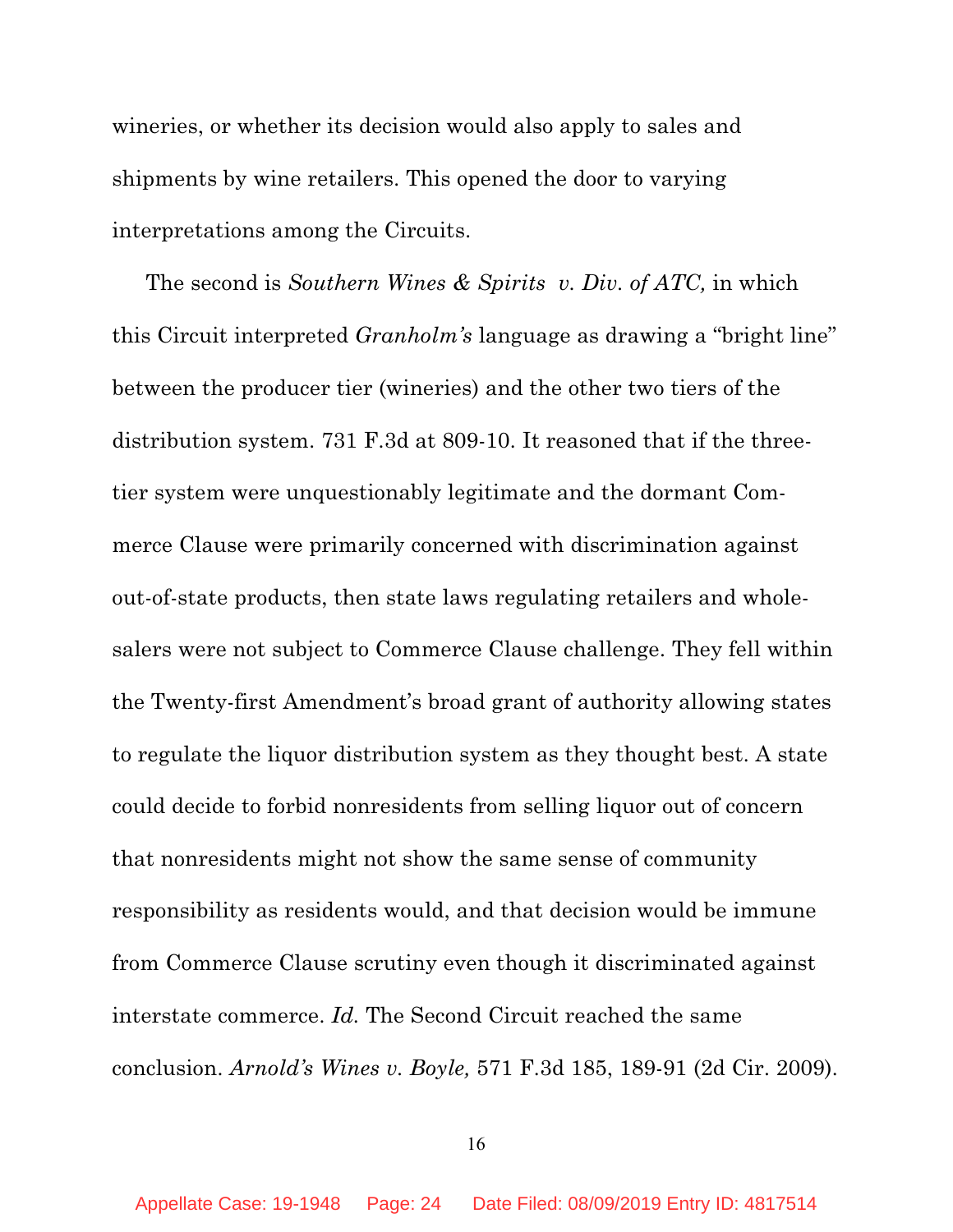wineries, or whether its decision would also apply to sales and shipments by wine retailers. This opened the door to varying interpretations among the Circuits.

The second is *Southern Wines & Spirits v. Div. of ATC,* in which this Circuit interpreted *Granholm's* language as drawing a "bright line" between the producer tier (wineries) and the other two tiers of the distribution system. 731 F.3d at 809-10. It reasoned that if the three-tier system were unquestionably legitimate and the dormant Commerce Clause were primarily concerned with discrimination against out-of-state products, then state laws regulating retailers and wholesalers were not subject to Commerce Clause challenge. They fell within the Twenty-first Amendment's broad grant of authority allowing states to regulate the liquor distribution system as they thought best. A state could decide to forbid nonresidents from selling liquor out of concern that nonresidents might not show the same sense of community responsibility as residents would, and that decision would be immune from Commerce Clause scrutiny even though it discriminated against interstate commerce. *Id.* The Second Circuit reached the same conclusion. *Arnold's Wines v. Boyle,* 571 F.3d 185, 189-91 (2d Cir. 2009).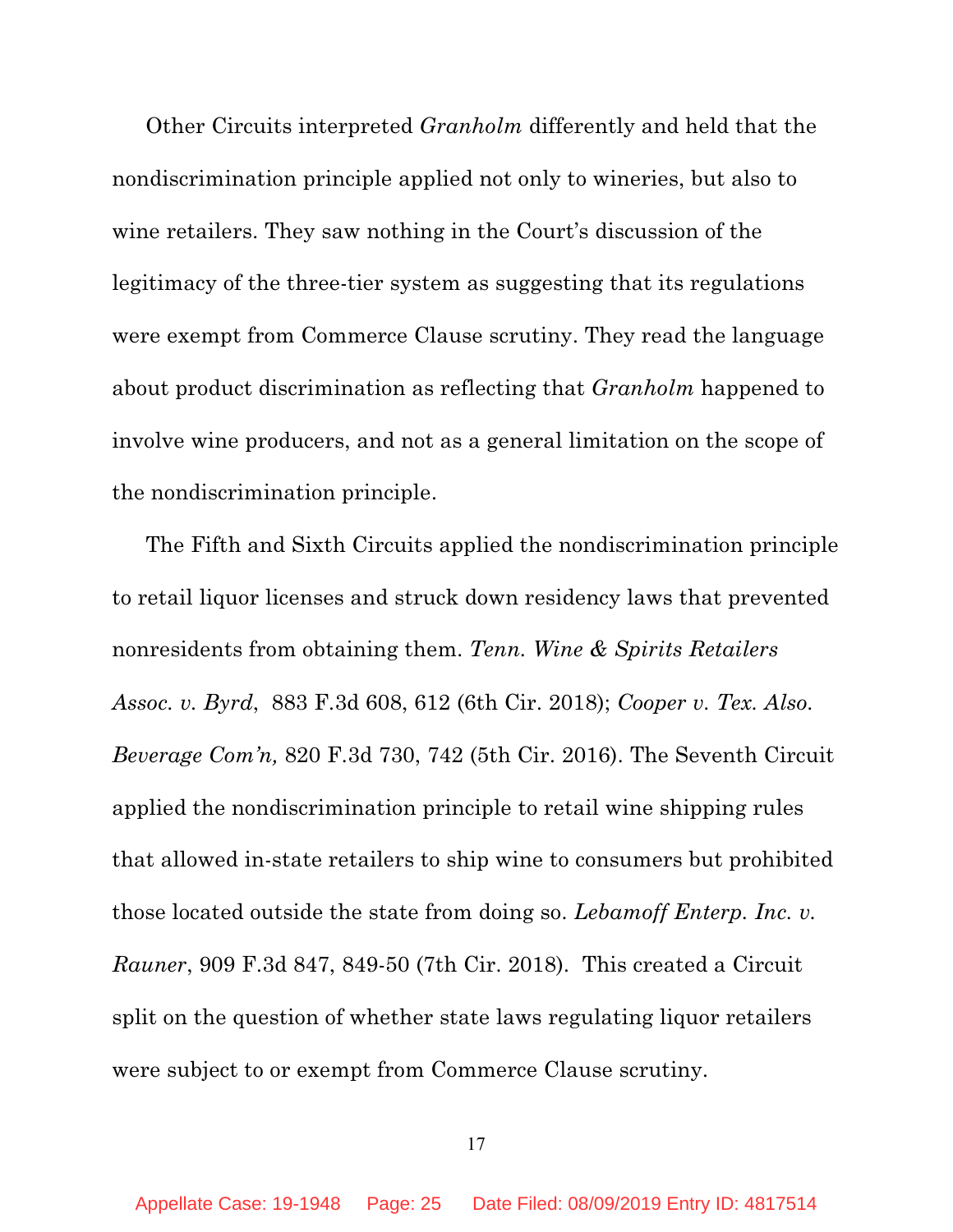Other Circuits interpreted *Granholm* differently and held that the nondiscrimination principle applied not only to wineries, but also to wine retailers. They saw nothing in the Court's discussion of the legitimacy of the three-tier system as suggesting that its regulations were exempt from Commerce Clause scrutiny. They read the language about product discrimination as reflecting that *Granholm* happened to involve wine producers, and not as a general limitation on the scope of the nondiscrimination principle.

The Fifth and Sixth Circuits applied the nondiscrimination principle to retail liquor licenses and struck down residency laws that prevented nonresidents from obtaining them. *Tenn. Wine & Spirits Retailers Assoc. v. Byrd*, 883 F.3d 608, 612 (6th Cir. 2018); *Cooper v. Tex. Also. Beverage Com'n,* 820 F.3d 730, 742 (5th Cir. 2016). The Seventh Circuit applied the nondiscrimination principle to retail wine shipping rules that allowed in-state retailers to ship wine to consumers but prohibited those located outside the state from doing so. *Lebamoff Enterp. Inc. v. Rauner*, 909 F.3d 847, 849-50 (7th Cir. 2018). This created a Circuit split on the question of whether state laws regulating liquor retailers were subject to or exempt from Commerce Clause scrutiny.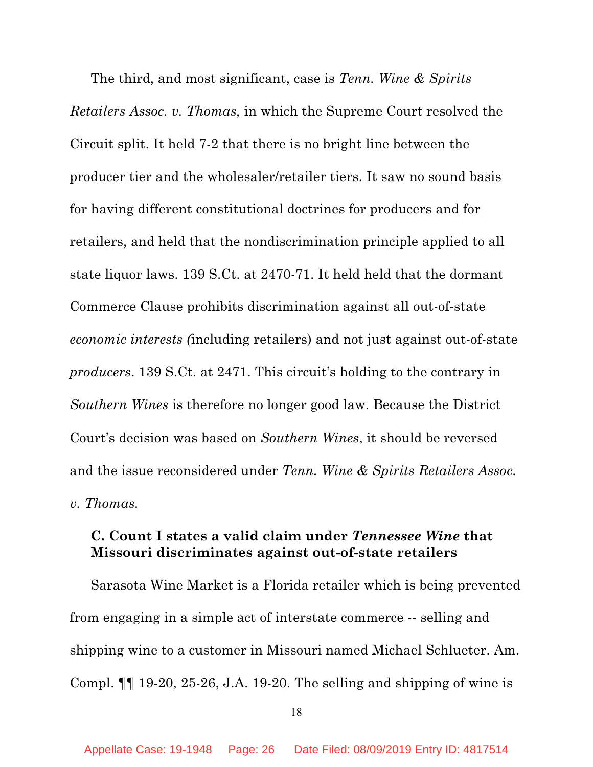The third, and most significant, case is *Tenn. Wine & Spirits Retailers Assoc. v. Thomas,* in which the Supreme Court resolved the Circuit split. It held 7-2 that there is no bright line between the producer tier and the wholesaler/retailer tiers. It saw no sound basis for having different constitutional doctrines for producers and for retailers, and held that the nondiscrimination principle applied to all state liquor laws. 139 S.Ct. at 2470-71. It held held that the dormant Commerce Clause prohibits discrimination against all out-of-state *economic interests (*including retailers) and not just against out-of-state *producers*. 139 S.Ct. at 2471. This circuit's holding to the contrary in *Southern Wines* is therefore no longer good law. Because the District Court's decision was based on *Southern Wines*, it should be reversed and the issue reconsidered under *Tenn. Wine & Spirits Retailers Assoc. v. Thomas.*

### C. Count I states a valid claim under *Tennessee Wine* that Missouri discriminates against out-of-state retailers

Sarasota Wine Market is a Florida retailer which is being prevented from engaging in a simple act of interstate commerce -- selling and shipping wine to a customer in Missouri named Michael Schlueter. Am. Compl. ¶¶ 19-20, 25-26, J.A. 19-20. The selling and shipping of wine is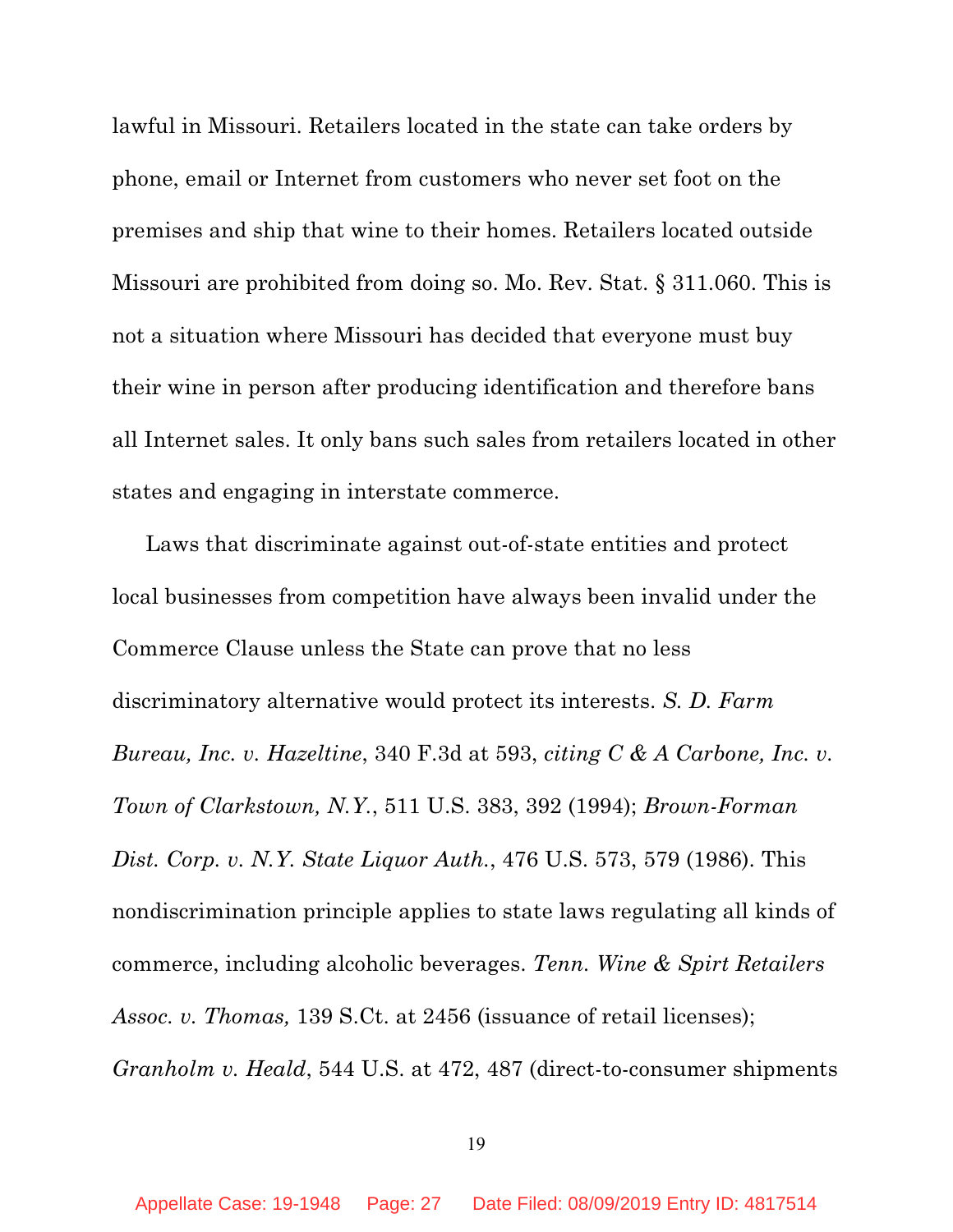lawful in Missouri. Retailers located in the state can take orders by phone, email or Internet from customers who never set foot on the premises and ship that wine to their homes. Retailers located outside Missouri are prohibited from doing so. Mo. Rev. Stat. § 311.060. This is not a situation where Missouri has decided that everyone must buy their wine in person after producing identification and therefore bans all Internet sales. It only bans such sales from retailers located in other states and engaging in interstate commerce.

Laws that discriminate against out-of-state entities and protect local businesses from competition have always been invalid under the Commerce Clause unless the State can prove that no less discriminatory alternative would protect its interests. *S. D. Farm Bureau, Inc. v. Hazeltine*, 340 F.3d at 593, *citing C & A Carbone, Inc. v. Town of Clarkstown, N.Y.*, 511 U.S. 383, 392 (1994); *Brown-Forman Dist. Corp. v. N.Y. State Liquor Auth.*, 476 U.S. 573, 579 (1986). This nondiscrimination principle applies to state laws regulating all kinds of commerce, including alcoholic beverages. *Tenn. Wine & Spirt Retailers Assoc. v. Thomas,* 139 S.Ct. at 2456 (issuance of retail licenses); *Granholm v. Heald*, 544 U.S. at 472, 487 (direct-to-consumer shipments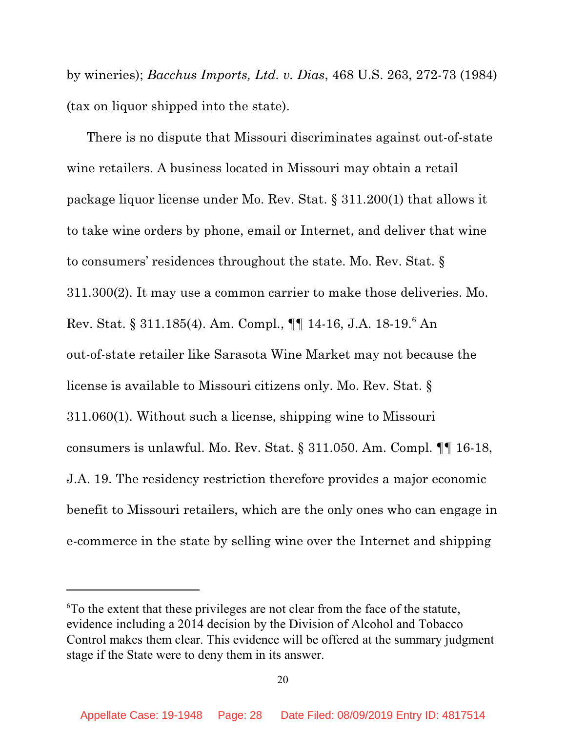by wineries); *Bacchus Imports, Ltd. v. Dias*, 468 U.S. 263, 272-73 (1984) (tax on liquor shipped into the state).

There is no dispute that Missouri discriminates against out-of-state wine retailers. A business located in Missouri may obtain a retail package liquor license under Mo. Rev. Stat. § 311.200(1) that allows it to take wine orders by phone, email or Internet, and deliver that wine to consumers' residences throughout the state. Mo. Rev. Stat. § 311.300(2). It may use a common carrier to make those deliveries. Mo. Rev. Stat. § 311.185(4). Am. Compl., ¶¶ 14-16, J.A. 18-19.[6] An out-of-state retailer like Sarasota Wine Market may not because the license is available to Missouri citizens only. Mo. Rev. Stat. § 311.060(1). Without such a license, shipping wine to Missouri consumers is unlawful. Mo. Rev. Stat. § 311.050. Am. Compl. ¶¶ 16-18, J.A. 19. The residency restriction therefore provides a major economic benefit to Missouri retailers, which are the only ones who can engage in e-commerce in the state by selling wine over the Internet and shipping

---

[6] To the extent that these privileges are not clear from the face of the statute, evidence including a 2014 decision by the Division of Alcohol and Tobacco Control makes them clear. This evidence will be offered at the summary judgment stage if the State were to deny them in its answer.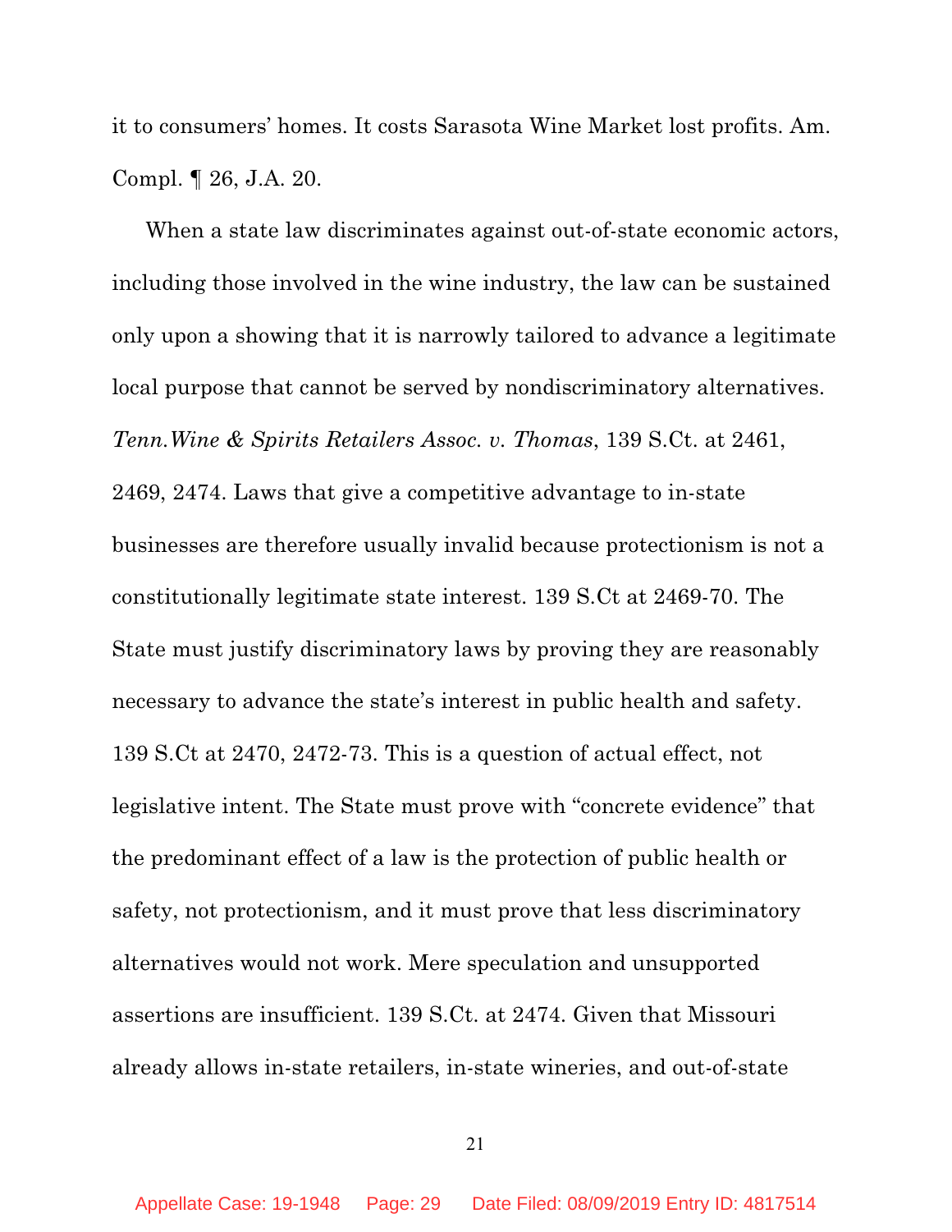it to consumers' homes. It costs Sarasota Wine Market lost profits. Am. Compl. ¶ 26, J.A. 20.

When a state law discriminates against out-of-state economic actors, including those involved in the wine industry, the law can be sustained only upon a showing that it is narrowly tailored to advance a legitimate local purpose that cannot be served by nondiscriminatory alternatives. *Tenn.Wine & Spirits Retailers Assoc. v. Thomas*, 139 S.Ct. at 2461, 2469, 2474. Laws that give a competitive advantage to in-state businesses are therefore usually invalid because protectionism is not a constitutionally legitimate state interest. 139 S.Ct at 2469-70. The State must justify discriminatory laws by proving they are reasonably necessary to advance the state's interest in public health and safety. 139 S.Ct at 2470, 2472-73. This is a question of actual effect, not legislative intent. The State must prove with "concrete evidence" that the predominant effect of a law is the protection of public health or safety, not protectionism, and it must prove that less discriminatory alternatives would not work. Mere speculation and unsupported assertions are insufficient. 139 S.Ct. at 2474. Given that Missouri already allows in-state retailers, in-state wineries, and out-of-state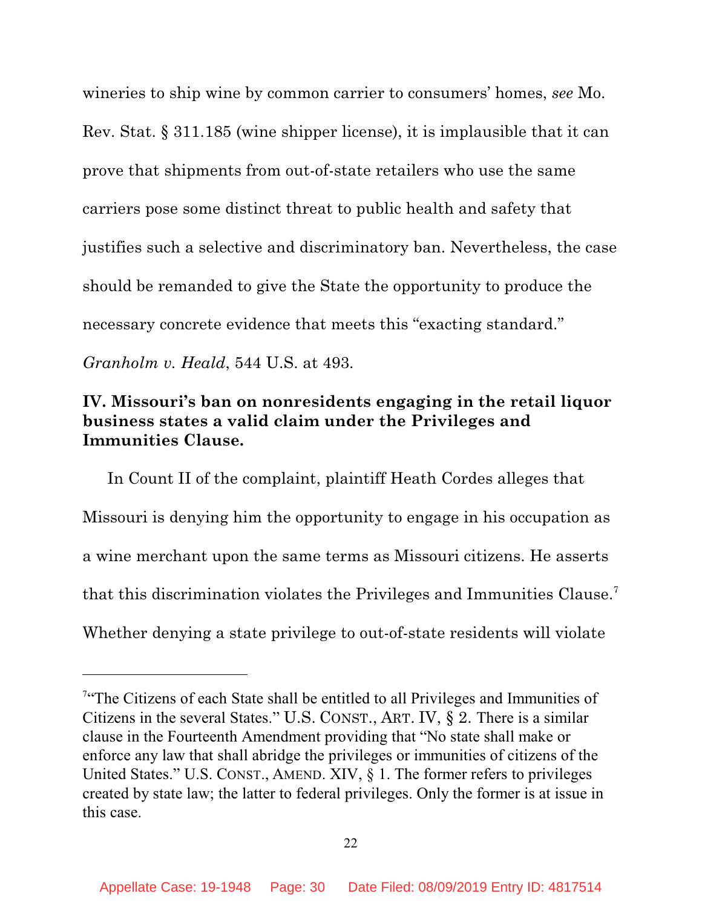wineries to ship wine by common carrier to consumers' homes, *see* Mo. Rev. Stat. § 311.185 (wine shipper license), it is implausible that it can prove that shipments from out-of-state retailers who use the same carriers pose some distinct threat to public health and safety that justifies such a selective and discriminatory ban. Nevertheless, the case should be remanded to give the State the opportunity to produce the necessary concrete evidence that meets this "exacting standard." *Granholm v. Heald*, 544 U.S. at 493.

**IV. Missouri's ban on nonresidents engaging in the retail liquor business states a valid claim under the Privileges and Immunities Clause.**

In Count II of the complaint, plaintiff Heath Cordes alleges that Missouri is denying him the opportunity to engage in his occupation as a wine merchant upon the same terms as Missouri citizens. He asserts that this discrimination violates the Privileges and Immunities Clause.[7] Whether denying a state privilege to out-of-state residents will violate

---

[7] "The Citizens of each State shall be entitled to all Privileges and Immunities of Citizens in the several States." U.S. CONST., ART. IV, § 2. There is a similar clause in the Fourteenth Amendment providing that "No state shall make or enforce any law that shall abridge the privileges or immunities of citizens of the United States." U.S. CONST., AMEND. XIV, § 1. The former refers to privileges created by state law; the latter to federal privileges. Only the former is at issue in this case.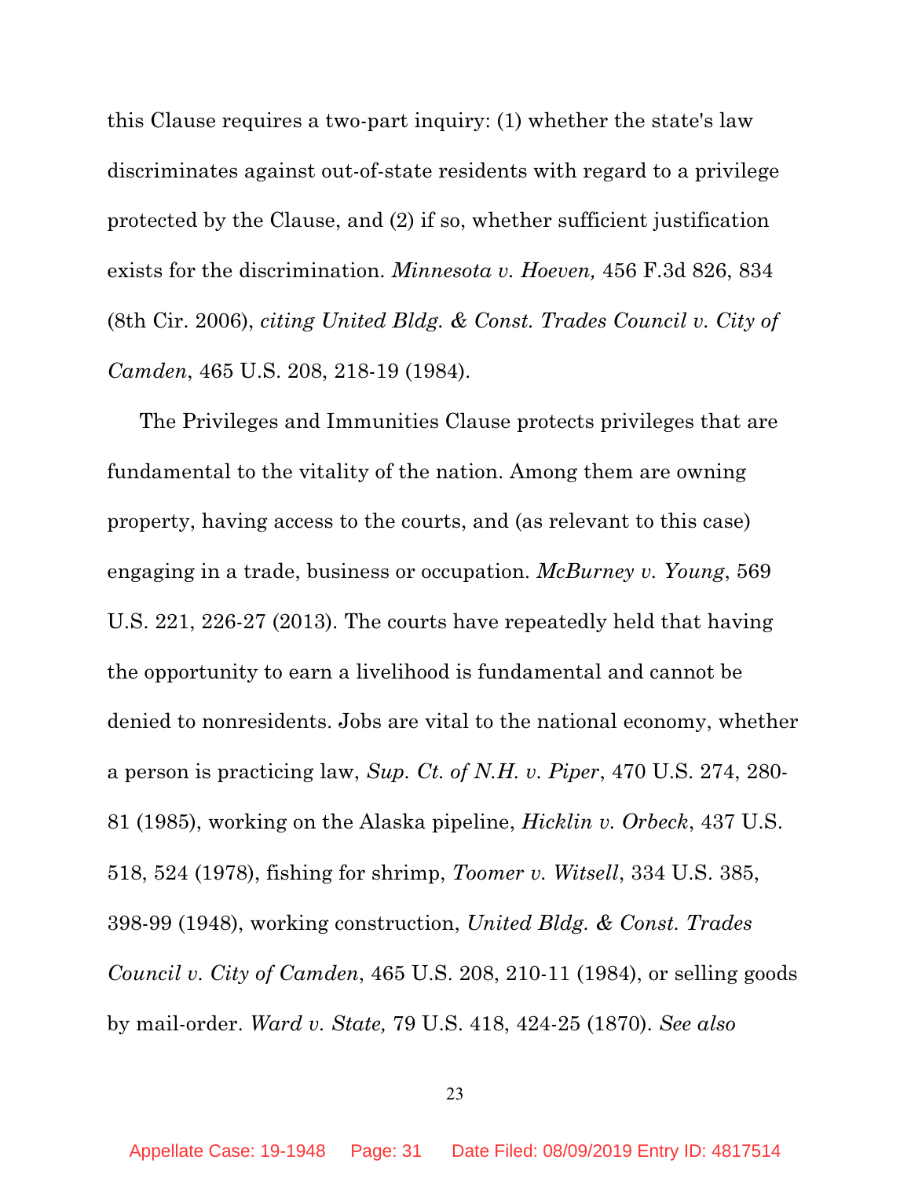this Clause requires a two-part inquiry: (1) whether the state's law discriminates against out-of-state residents with regard to a privilege protected by the Clause, and (2) if so, whether sufficient justification exists for the discrimination. *Minnesota v. Hoeven,* 456 F.3d 826, 834 (8th Cir. 2006), *citing United Bldg. & Const. Trades Council v. City of Camden*, 465 U.S. 208, 218-19 (1984).

The Privileges and Immunities Clause protects privileges that are fundamental to the vitality of the nation. Among them are owning property, having access to the courts, and (as relevant to this case) engaging in a trade, business or occupation. *McBurney v. Young*, 569 U.S. 221, 226-27 (2013). The courts have repeatedly held that having the opportunity to earn a livelihood is fundamental and cannot be denied to nonresidents. Jobs are vital to the national economy, whether a person is practicing law, *Sup. Ct. of N.H. v. Piper*, 470 U.S. 274, 280-81 (1985), working on the Alaska pipeline, *Hicklin v. Orbeck*, 437 U.S. 518, 524 (1978), fishing for shrimp, *Toomer v. Witsell*, 334 U.S. 385, 398-99 (1948), working construction, *United Bldg. & Const. Trades Council v. City of Camden*, 465 U.S. 208, 210-11 (1984), or selling goods by mail-order. *Ward v. State,* 79 U.S. 418, 424-25 (1870). *See also*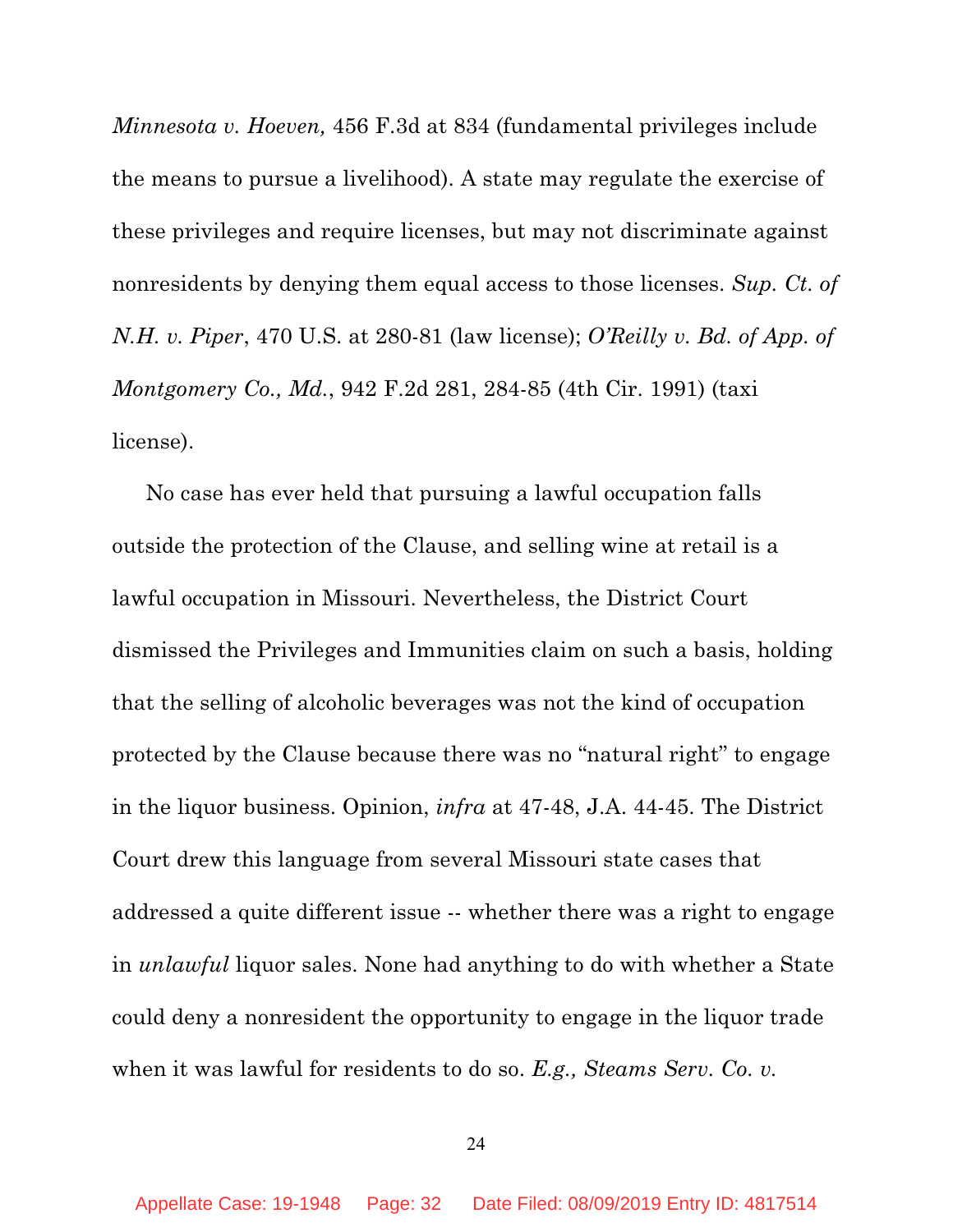*Minnesota v. Hoeven,* 456 F.3d at 834 (fundamental privileges include the means to pursue a livelihood). A state may regulate the exercise of these privileges and require licenses, but may not discriminate against nonresidents by denying them equal access to those licenses. *Sup. Ct. of N.H. v. Piper*, 470 U.S. at 280-81 (law license); *O'Reilly v. Bd. of App. of Montgomery Co., Md.*, 942 F.2d 281, 284-85 (4th Cir. 1991) (taxi license).

No case has ever held that pursuing a lawful occupation falls outside the protection of the Clause, and selling wine at retail is a lawful occupation in Missouri. Nevertheless, the District Court dismissed the Privileges and Immunities claim on such a basis, holding that the selling of alcoholic beverages was not the kind of occupation protected by the Clause because there was no "natural right" to engage in the liquor business. Opinion, *infra* at 47-48, J.A. 44-45. The District Court drew this language from several Missouri state cases that addressed a quite different issue -- whether there was a right to engage in *unlawful* liquor sales. None had anything to do with whether a State could deny a nonresident the opportunity to engage in the liquor trade when it was lawful for residents to do so. *E.g., Steams Serv. Co. v.*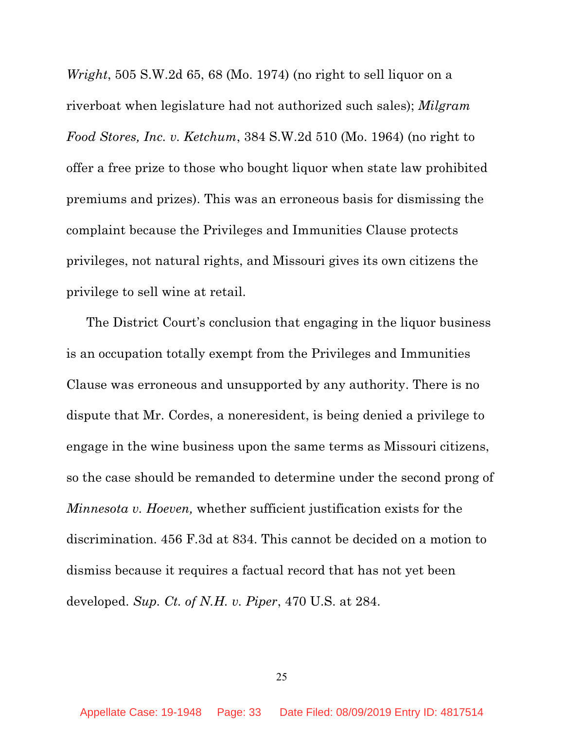*Wright*, 505 S.W.2d 65, 68 (Mo. 1974) (no right to sell liquor on a riverboat when legislature had not authorized such sales); *Milgram Food Stores, Inc. v. Ketchum*, 384 S.W.2d 510 (Mo. 1964) (no right to offer a free prize to those who bought liquor when state law prohibited premiums and prizes). This was an erroneous basis for dismissing the complaint because the Privileges and Immunities Clause protects privileges, not natural rights, and Missouri gives its own citizens the privilege to sell wine at retail.

The District Court's conclusion that engaging in the liquor business is an occupation totally exempt from the Privileges and Immunities Clause was erroneous and unsupported by any authority. There is no dispute that Mr. Cordes, a nonresident, is being denied a privilege to engage in the wine business upon the same terms as Missouri citizens, so the case should be remanded to determine under the second prong of *Minnesota v. Hoeven,* whether sufficient justification exists for the discrimination. 456 F.3d at 834. This cannot be decided on a motion to dismiss because it requires a factual record that has not yet been developed. *Sup. Ct. of N.H. v. Piper*, 470 U.S. at 284.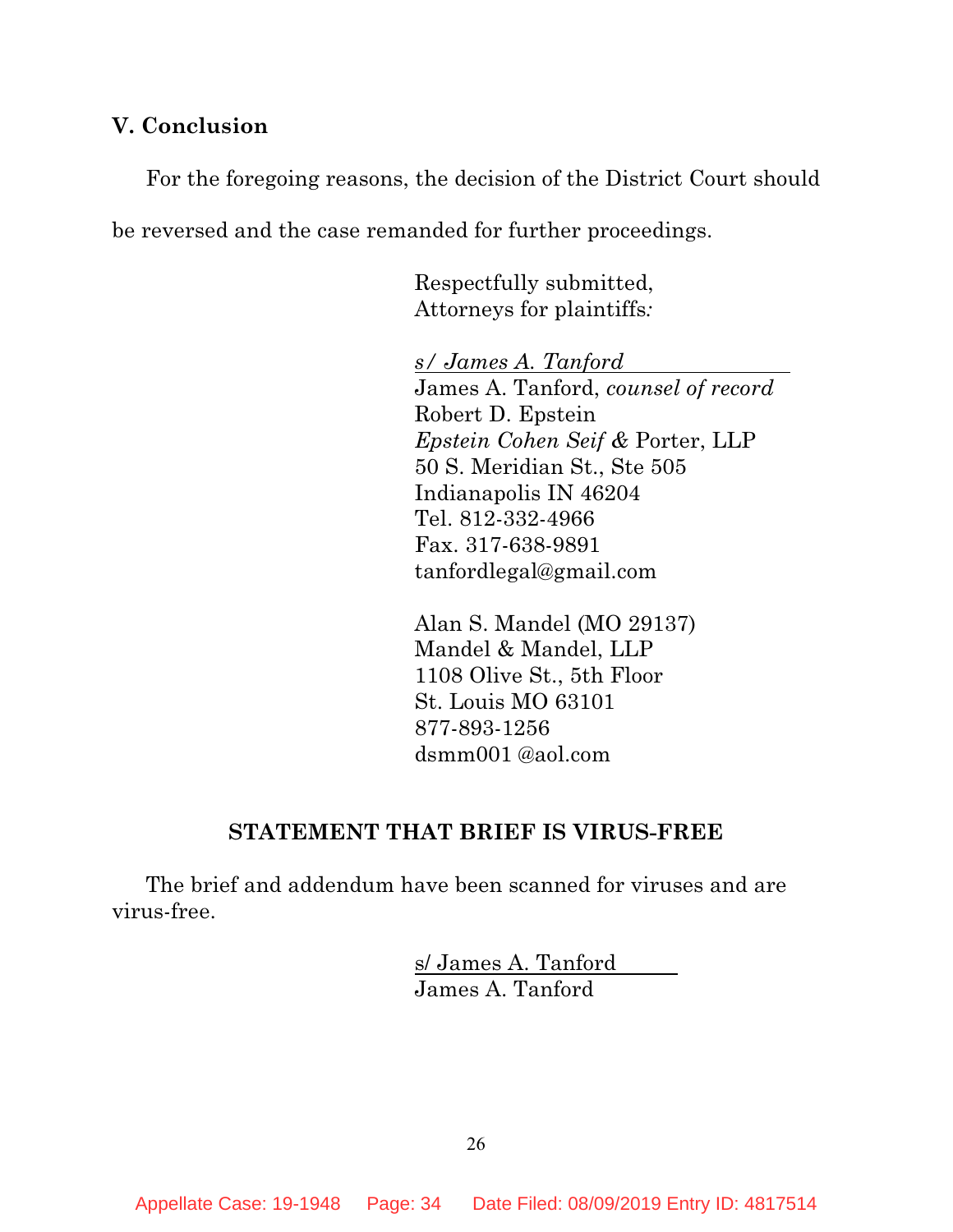## V. Conclusion

For the foregoing reasons, the decision of the District Court should be reversed and the case remanded for further proceedings.

Respectfully submitted,
Attorneys for plaintiffs:

*s/ James A. Tanford*
James A. Tanford, *counsel of record*
Robert D. Epstein
*Epstein Cohen Seif &* Porter, LLP
50 S. Meridian St., Ste 505
Indianapolis IN 46204
Tel. 812-332-4966
Fax. 317-638-9891
tanfordlegal@gmail.com

Alan S. Mandel (MO 29137)
Mandel & Mandel, LLP
1108 Olive St., 5th Floor
St. Louis MO 63101
877-893-1256
dsmm001 @aol.com

### STATEMENT THAT BRIEF IS VIRUS-FREE

The brief and addendum have been scanned for viruses and are virus-free.

s/ James A. Tanford
James A. Tanford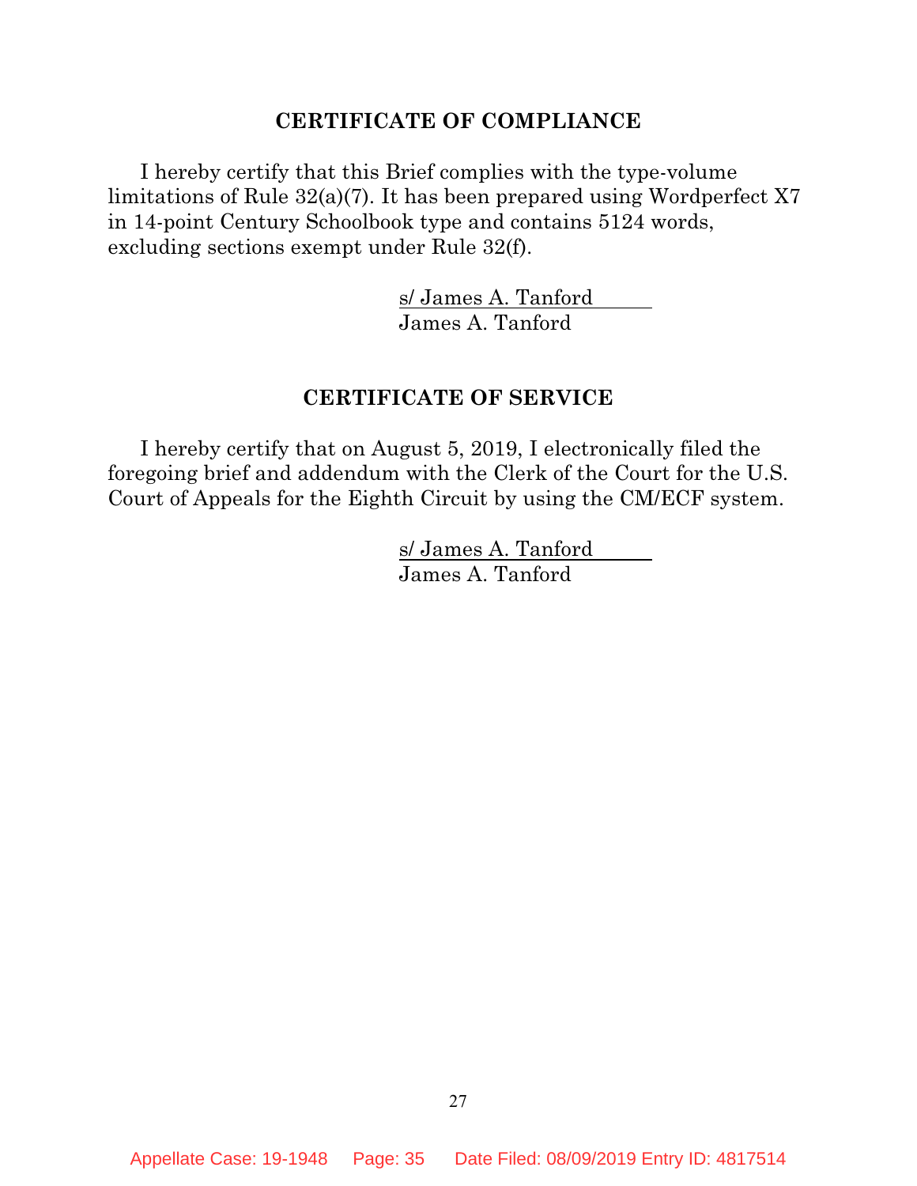## CERTIFICATE OF COMPLIANCE

I hereby certify that this Brief complies with the type-volume limitations of Rule 32(a)(7). It has been prepared using Wordperfect X7 in 14-point Century Schoolbook type and contains 5124 words, excluding sections exempt under Rule 32(f).

s/ James A. Tanford
James A. Tanford

## CERTIFICATE OF SERVICE

I hereby certify that on August 5, 2019, I electronically filed the foregoing brief and addendum with the Clerk of the Court for the U.S. Court of Appeals for the Eighth Circuit by using the CM/ECF system.

s/ James A. Tanford
James A. Tanford